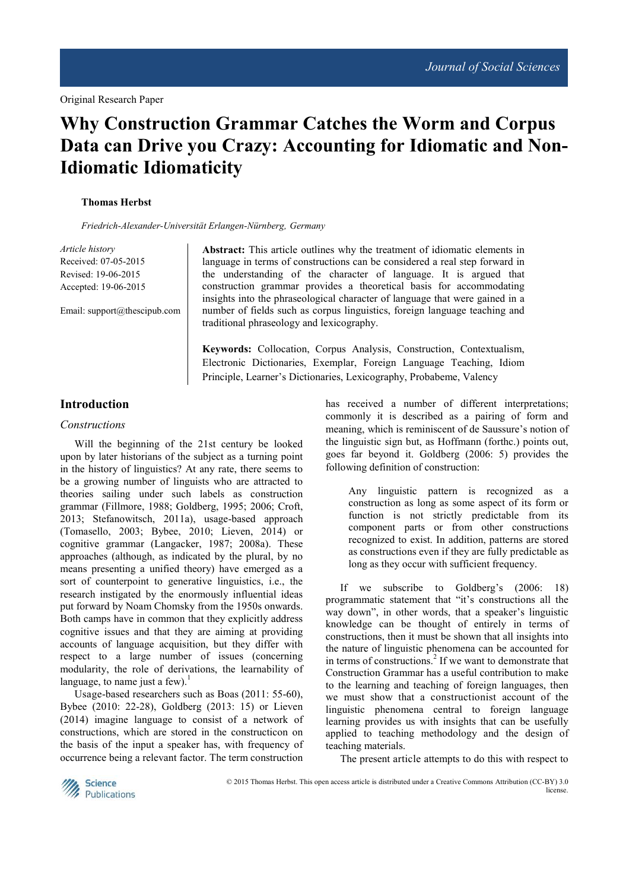Original Research Paper

# Why Construction Grammar Catches the Worm and Corpus Data can Drive you Crazy: Accounting for Idiomatic and Non-Idiomatic Idiomaticity

**Thomas Herbst**

*Friedrich-Alexander-Universität Erlangen-Nürnberg, Germany*

*Article history*
Received: 07-05-2015
Revised: 19-06-2015
Accepted: 19-06-2015

Email: support@thescipub.com

**Abstract:** This article outlines why the treatment of idiomatic elements in language in terms of constructions can be considered a real step forward in the understanding of the character of language. It is argued that construction grammar provides a theoretical basis for accommodating insights into the phraseological character of language that were gained in a number of fields such as corpus linguistics, foreign language teaching and traditional phraseology and lexicography.

**Keywords:** Collocation, Corpus Analysis, Construction, Contextualism, Electronic Dictionaries, Exemplar, Foreign Language Teaching, Idiom Principle, Learner's Dictionaries, Lexicography, Probabeme, Valency

## Introduction

### *Constructions*

Will the beginning of the 21st century be looked upon by later historians of the subject as a turning point in the history of linguistics? At any rate, there seems to be a growing number of linguists who are attracted to theories sailing under such labels as construction grammar (Fillmore, 1988; Goldberg, 1995; 2006; Croft, 2013; Stefanowitsch, 2011a), usage-based approach (Tomasello, 2003; Bybee, 2010; Lieven, 2014) or cognitive grammar (Langacker, 1987; 2008a). These approaches (although, as indicated by the plural, by no means presenting a unified theory) have emerged as a sort of counterpoint to generative linguistics, i.e., the research instigated by the enormously influential ideas put forward by Noam Chomsky from the 1950s onwards. Both camps have in common that they explicitly address cognitive issues and that they are aiming at providing accounts of language acquisition, but they differ with respect to a large number of issues (concerning modularity, the role of derivations, the learnability of language, to name just a few).[1]

Usage-based researchers such as Boas (2011: 55-60), Bybee (2010: 22-28), Goldberg (2013: 15) or Lieven (2014) imagine language to consist of a network of constructions, which are stored in the constructicon on the basis of the input a speaker has, with frequency of occurrence being a relevant factor. The term construction has received a number of different interpretations; commonly it is described as a pairing of form and meaning, which is reminiscent of de Saussure's notion of the linguistic sign but, as Hoffmann (forthc.) points out, goes far beyond it. Goldberg (2006: 5) provides the following definition of construction:

> Any linguistic pattern is recognized as a construction as long as some aspect of its form or function is not strictly predictable from its component parts or from other constructions recognized to exist. In addition, patterns are stored as constructions even if they are fully predictable as long as they occur with sufficient frequency.

If we subscribe to Goldberg's (2006: 18) programmatic statement that "it's constructions all the way down", in other words, that a speaker's linguistic knowledge can be thought of entirely in terms of constructions, then it must be shown that all insights into the nature of linguistic phenomena can be accounted for in terms of constructions.[2] If we want to demonstrate that Construction Grammar has a useful contribution to make to the learning and teaching of foreign languages, then we must show that a constructionist account of the linguistic phenomena central to foreign language learning provides us with insights that can be usefully applied to teaching methodology and the design of teaching materials.

The present article attempts to do this with respect to

© 2015 Thomas Herbst. This open access article is distributed under a Creative Commons Attribution (CC-BY) 3.0 license.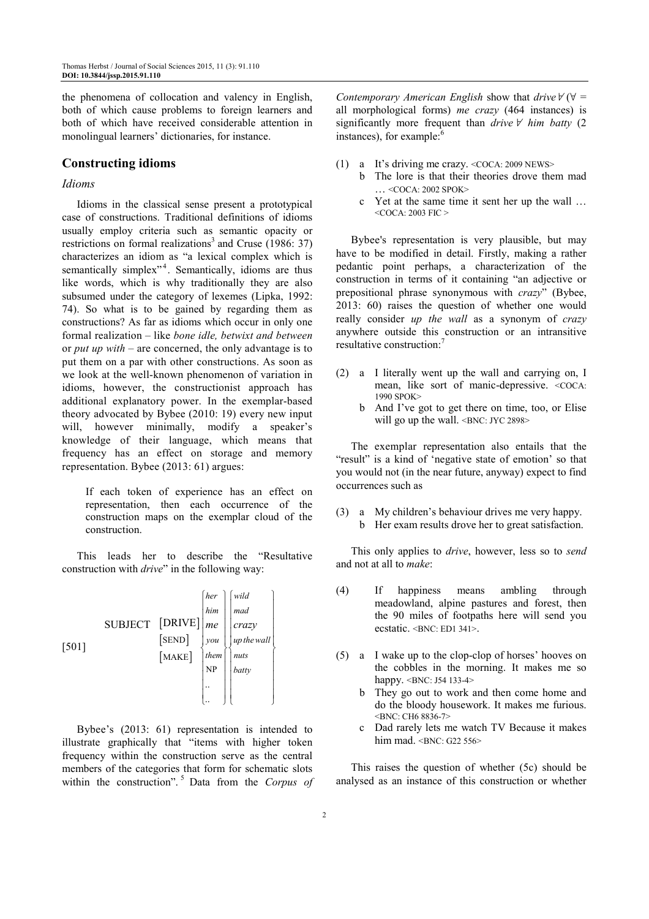the phenomena of collocation and valency in English, both of which cause problems to foreign learners and both of which have received considerable attention in monolingual learners' dictionaries, for instance.

## Constructing idioms

### *Idioms*

Idioms in the classical sense present a prototypical case of constructions. Traditional definitions of idioms usually employ criteria such as semantic opacity or restrictions on formal realizations[3] and Cruse (1986: 37) characterizes an idiom as "a lexical complex which is semantically simplex"[4]. Semantically, idioms are thus like words, which is why traditionally they are also subsumed under the category of lexemes (Lipka, 1992: 74). So what is to be gained by regarding them as constructions? As far as idioms which occur in only one formal realization – like *bone idle, betwixt and between* or *put up with* – are concerned, the only advantage is to put them on a par with other constructions. As soon as we look at the well-known phenomenon of variation in idioms, however, the constructionist approach has additional explanatory power. In the exemplar-based theory advocated by Bybee (2010: 19) every new input will, however minimally, modify a speaker's knowledge of their language, which means that frequency has an effect on storage and memory representation. Bybee (2013: 61) argues:

> If each token of experience has an effect on representation, then each occurrence of the construction maps on the exemplar cloud of the construction.

This leads her to describe the "Resultative construction with *drive*" in the following way:

$$[501] \quad \text{SUBJECT} \quad \begin{matrix} [\text{DRIVE}] \\ [\text{SEND}] \\ [\text{MAKE}] \end{matrix} \left\{ \begin{matrix} her \\ him \\ me \\ you \\ them \\ \text{NP} \\ .. \\ .. \end{matrix} \right\} \left\{ \begin{matrix} wild \\ mad \\ crazy \\ up\,the\,wall \\ nuts \\ batty \\ \\ \end{matrix} \right\}$$

Bybee's (2013: 61) representation is intended to illustrate graphically that "items with higher token frequency within the construction serve as the central members of the categories that form for schematic slots within the construction".[5] Data from the *Corpus of Contemporary American English* show that *drive*∀ (∀ = all morphological forms) *me crazy* (464 instances) is significantly more frequent than *drive*∀ *him batty* (2 instances), for example:[6]

(1) a It's driving me crazy. <COCA: 2009 NEWS>
 b The lore is that their theories drove them mad … <COCA: 2002 SPOK>
 c Yet at the same time it sent her up the wall … <COCA: 2003 FIC >

Bybee's representation is very plausible, but may have to be modified in detail. Firstly, making a rather pedantic point perhaps, a characterization of the construction in terms of it containing "an adjective or prepositional phrase synonymous with *crazy*" (Bybee, 2013: 60) raises the question of whether one would really consider *up the wall* as a synonym of *crazy* anywhere outside this construction or an intransitive resultative construction:[7]

(2) a I literally went up the wall and carrying on, I mean, like sort of manic-depressive. <COCA: 1990 SPOK>
 b And I've got to get there on time, too, or Elise will go up the wall. <BNC: JYC 2898>

The exemplar representation also entails that the "result" is a kind of 'negative state of emotion' so that you would not (in the near future, anyway) expect to find occurrences such as

(3) a My children's behaviour drives me very happy.
 b Her exam results drove her to great satisfaction.

This only applies to *drive*, however, less so to *send* and not at all to *make*:

(4) If happiness means ambling through meadowland, alpine pastures and forest, then the 90 miles of footpaths here will send you ecstatic. <BNC: ED1 341>.

(5) a I wake up to the clop-clop of horses' hooves on the cobbles in the morning. It makes me so happy. <BNC: J54 133-4>
 b They go out to work and then come home and do the bloody housework. It makes me furious. <BNC: CH6 8836-7>
 c Dad rarely lets me watch TV Because it makes him mad. <BNC: G22 556>

This raises the question of whether (5c) should be analysed as an instance of this construction or whether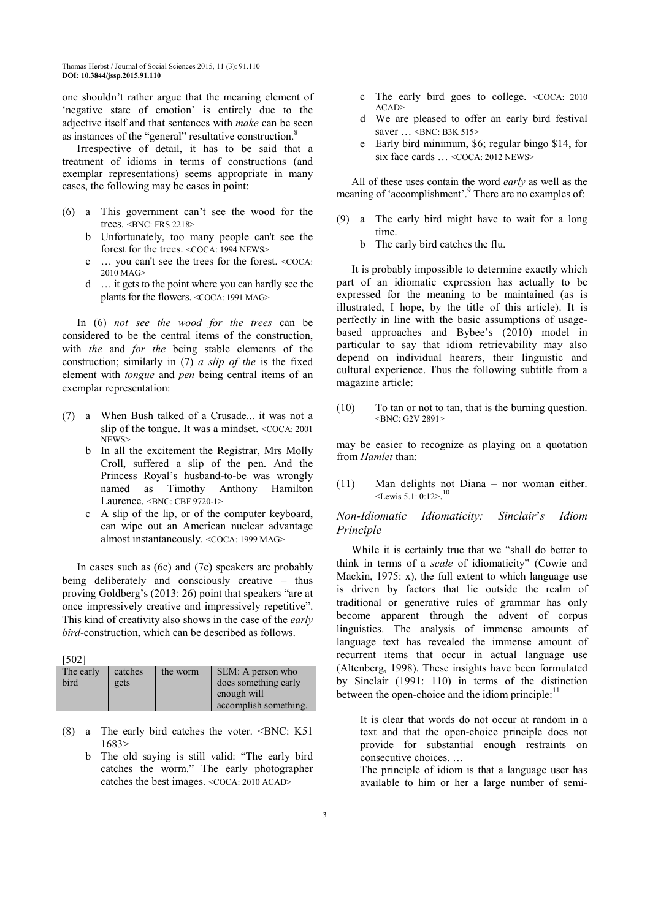one shouldn't rather argue that the meaning element of 'negative state of emotion' is entirely due to the adjective itself and that sentences with *make* can be seen as instances of the "general" resultative construction.[8]

Irrespective of detail, it has to be said that a treatment of idioms in terms of constructions (and exemplar representations) seems appropriate in many cases, the following may be cases in point:

(6) a This government can't see the wood for the trees. <BNC: FRS 2218>
    b Unfortunately, too many people can't see the forest for the trees. <COCA: 1994 NEWS>
    c … you can't see the trees for the forest. <COCA: 2010 MAG>
    d … it gets to the point where you can hardly see the plants for the flowers. <COCA: 1991 MAG>

In (6) *not see the wood for the trees* can be considered to be the central items of the construction, with *the* and *for the* being stable elements of the construction; similarly in (7) *a slip of the* is the fixed element with *tongue* and *pen* being central items of an exemplar representation:

(7) a When Bush talked of a Crusade... it was not a slip of the tongue. It was a mindset. <COCA: 2001 NEWS>
    b In all the excitement the Registrar, Mrs Molly Croll, suffered a slip of the pen. And the Princess Royal's husband-to-be was wrongly named as Timothy Anthony Hamilton Laurence. <BNC: CBF 9720-1>
    c A slip of the lip, or of the computer keyboard, can wipe out an American nuclear advantage almost instantaneously. <COCA: 1999 MAG>

In cases such as (6c) and (7c) speakers are probably being deliberately and consciously creative – thus proving Goldberg's (2013: 26) point that speakers "are at once impressively creative and impressively repetitive". This kind of creativity also shows in the case of the *early bird*-construction, which can be described as follows.

[502]

| The early bird | catches gets | the worm | SEM: A person who does something early enough will accomplish something. |
|---|---|---|---|

(8) a The early bird catches the voter. <BNC: K51 1683>
    b The old saying is still valid: "The early bird catches the worm." The early photographer catches the best images. <COCA: 2010 ACAD>
    c The early bird goes to college. <COCA: 2010 ACAD>
    d We are pleased to offer an early bird festival saver … <BNC: B3K 515>
    e Early bird minimum, $6; regular bingo $14, for six face cards … <COCA: 2012 NEWS>

All of these uses contain the word *early* as well as the meaning of 'accomplishment'.[9] There are no examples of:

(9) a The early bird might have to wait for a long time.
    b The early bird catches the flu.

It is probably impossible to determine exactly which part of an idiomatic expression has actually to be expressed for the meaning to be maintained (as is illustrated, I hope, by the title of this article). It is perfectly in line with the basic assumptions of usage-based approaches and Bybee's (2010) model in particular to say that idiom retrievability may also depend on individual hearers, their linguistic and cultural experience. Thus the following subtitle from a magazine article:

(10) To tan or not to tan, that is the burning question. <BNC: G2V 2891>

may be easier to recognize as playing on a quotation from *Hamlet* than:

(11) Man delights not Diana – nor woman either. <Lewis 5.1: 0:12>.[10]

### *Non-Idiomatic Idiomaticity: Sinclair's Idiom Principle*

While it is certainly true that we "shall do better to think in terms of a *scale* of idiomaticity" (Cowie and Mackin, 1975: x), the full extent to which language use is driven by factors that lie outside the realm of traditional or generative rules of grammar has only become apparent through the advent of corpus linguistics. The analysis of immense amounts of language text has revealed the immense amount of recurrent items that occur in actual language use (Altenberg, 1998). These insights have been formulated by Sinclair (1991: 110) in terms of the distinction between the open-choice and the idiom principle:[11]

> It is clear that words do not occur at random in a text and that the open-choice principle does not provide for substantial enough restraints on consecutive choices. …
>
> The principle of idiom is that a language user has available to him or her a large number of semi-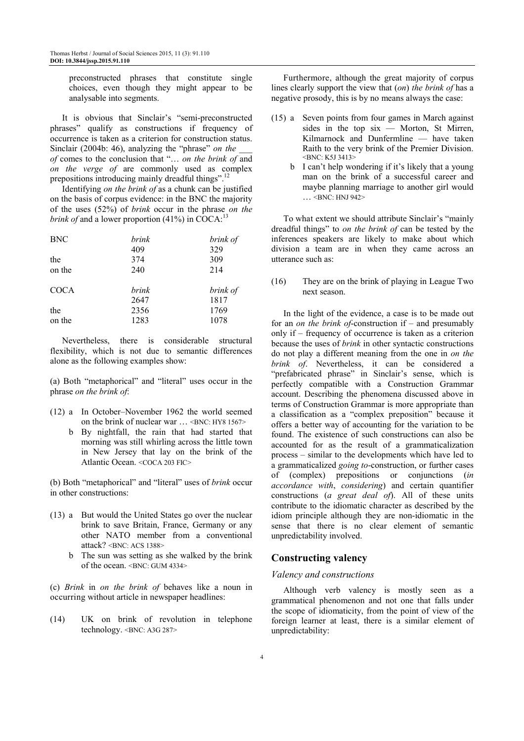preconstructed phrases that constitute single choices, even though they might appear to be analysable into segments.

It is obvious that Sinclair's "semi-preconstructed phrases" qualify as constructions if frequency of occurrence is taken as a criterion for construction status. Sinclair (2004b: 46), analyzing the "phrase" *on the \_\_\_ of* comes to the conclusion that "… *on the brink of* and *on the verge of* are commonly used as complex prepositions introducing mainly dreadful things".[12]

Identifying *on the brink of* as a chunk can be justified on the basis of corpus evidence: in the BNC the majority of the uses (52%) of *brink* occur in the phrase *on the brink of* and a lower proportion (41%) in COCA:[13]

| | | |
|---|---|---|
| BNC | *brink* | *brink of* |
| | 409 | 329 |
| the | 374 | 309 |
| on the | 240 | 214 |
| COCA | *brink* | *brink of* |
| | 2647 | 1817 |
| the | 2356 | 1769 |
| on the | 1283 | 1078 |

Nevertheless, there is considerable structural flexibility, which is not due to semantic differences alone as the following examples show:

(a) Both "metaphorical" and "literal" uses occur in the phrase *on the brink of*:

(12) a In October–November 1962 the world seemed on the brink of nuclear war … <BNC: HY8 1567>

b By nightfall, the rain that had started that morning was still whirling across the little town in New Jersey that lay on the brink of the Atlantic Ocean. <COCA 203 FIC>

(b) Both "metaphorical" and "literal" uses of *brink* occur in other constructions:

(13) a But would the United States go over the nuclear brink to save Britain, France, Germany or any other NATO member from a conventional attack? <BNC: ACS 1388>

b The sun was setting as she walked by the brink of the ocean. <BNC: GUM 4334>

(c) *Brink* in *on the brink of* behaves like a noun in occurring without article in newspaper headlines:

(14) UK on brink of revolution in telephone technology. <BNC: A3G 287>

Furthermore, although the great majority of corpus lines clearly support the view that (*on*) *the brink of* has a negative prosody, this is by no means always the case:

(15) a Seven points from four games in March against sides in the top six — Morton, St Mirren, Kilmarnock and Dunfermline — have taken Raith to the very brink of the Premier Division. <BNC: K5J 3413>

b I can't help wondering if it's likely that a young man on the brink of a successful career and maybe planning marriage to another girl would … <BNC: HNJ 942>

To what extent we should attribute Sinclair's "mainly dreadful things" to *on the brink of* can be tested by the inferences speakers are likely to make about which division a team are in when they came across an utterance such as:

(16) They are on the brink of playing in League Two next season.

In the light of the evidence, a case is to be made out for an *on the brink of*-construction if – and presumably only if – frequency of occurrence is taken as a criterion because the uses of *brink* in other syntactic constructions do not play a different meaning from the one in *on the brink of*. Nevertheless, it can be considered a "prefabricated phrase" in Sinclair's sense, which is perfectly compatible with a Construction Grammar account. Describing the phenomena discussed above in terms of Construction Grammar is more appropriate than a classification as a "complex preposition" because it offers a better way of accounting for the variation to be found. The existence of such constructions can also be accounted for as the result of a grammaticalization process – similar to the developments which have led to a grammaticalized *going to*-construction, or further cases of (complex) prepositions or conjunctions (*in accordance with*, *considering*) and certain quantifier constructions (*a great deal of*). All of these units contribute to the idiomatic character as described by the idiom principle although they are non-idiomatic in the sense that there is no clear element of semantic unpredictability involved.

## Constructing valency

### Valency and constructions

Although verb valency is mostly seen as a grammatical phenomenon and not one that falls under the scope of idiomaticity, from the point of view of the foreign learner at least, there is a similar element of unpredictability: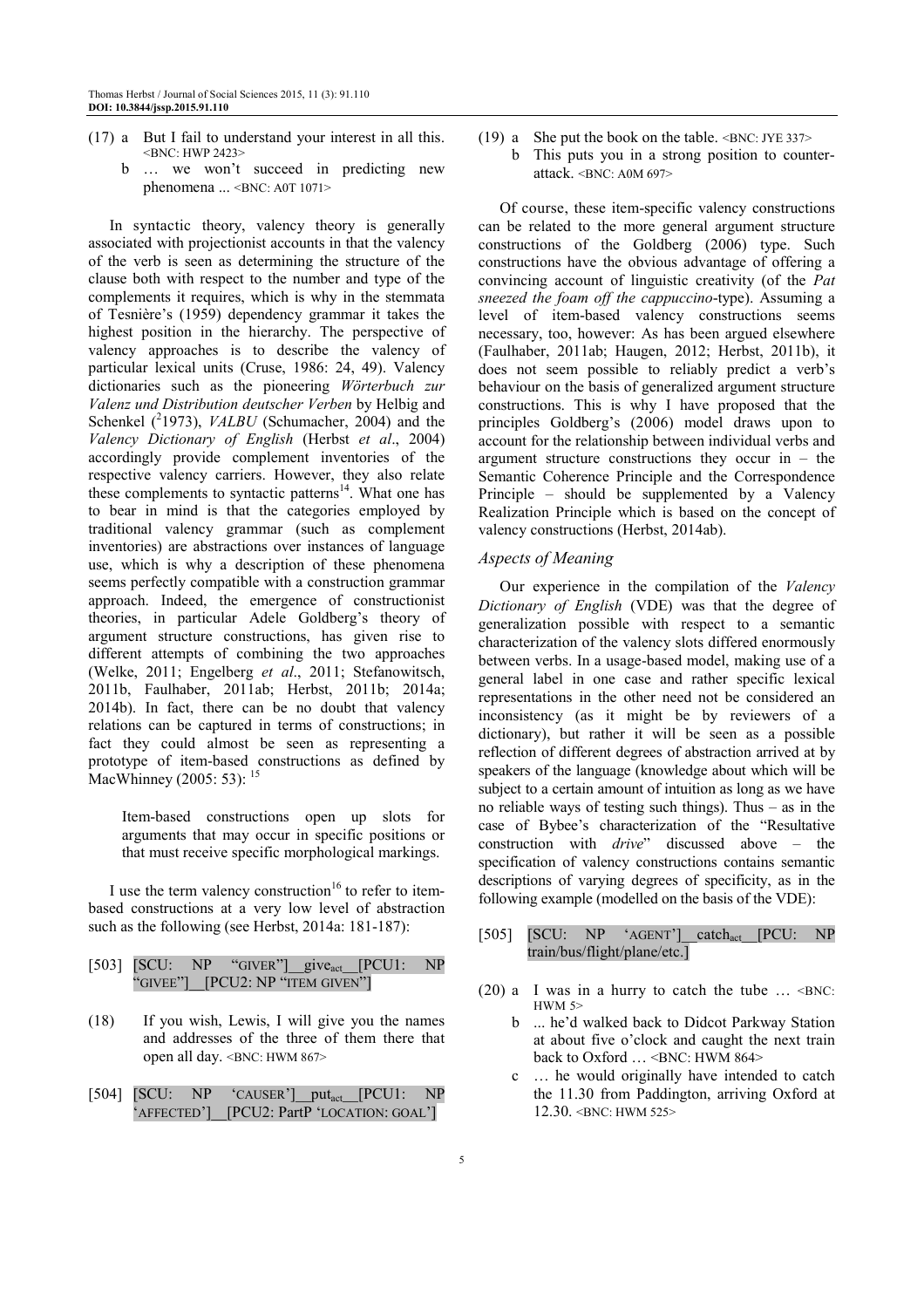(17) a But I fail to understand your interest in all this. <BNC: HWP 2423>

b … we won't succeed in predicting new phenomena ... <BNC: A0T 1071>

In syntactic theory, valency theory is generally associated with projectionist accounts in that the valency of the verb is seen as determining the structure of the clause both with respect to the number and type of the complements it requires, which is why in the stemmata of Tesnière's (1959) dependency grammar it takes the highest position in the hierarchy. The perspective of valency approaches is to describe the valency of particular lexical units (Cruse, 1986: 24, 49). Valency dictionaries such as the pioneering *Wörterbuch zur Valenz und Distribution deutscher Verben* by Helbig and Schenkel ([2]1973), *VALBU* (Schumacher, 2004) and the *Valency Dictionary of English* (Herbst *et al*., 2004) accordingly provide complement inventories of the respective valency carriers. However, they also relate these complements to syntactic patterns[14]. What one has to bear in mind is that the categories employed by traditional valency grammar (such as complement inventories) are abstractions over instances of language use, which is why a description of these phenomena seems perfectly compatible with a construction grammar approach. Indeed, the emergence of constructionist theories, in particular Adele Goldberg's theory of argument structure constructions, has given rise to different attempts of combining the two approaches (Welke, 2011; Engelberg *et al*., 2011; Stefanowitsch, 2011b, Faulhaber, 2011ab; Herbst, 2011b; 2014a; 2014b). In fact, there can be no doubt that valency relations can be captured in terms of constructions; in fact they could almost be seen as representing a prototype of item-based constructions as defined by MacWhinney (2005: 53): [15]

> Item-based constructions open up slots for arguments that may occur in specific positions or that must receive specific morphological markings.

I use the term valency construction[16] to refer to item-based constructions at a very low level of abstraction such as the following (see Herbst, 2014a: 181-187):

[503] [SCU: NP "GIVER"]\_\_give$_{act}$\_\_[PCU1: NP "GIVEE"]\_\_[PCU2: NP "ITEM GIVEN"]

(18) If you wish, Lewis, I will give you the names and addresses of the three of them there that open all day. <BNC: HWM 867>

[504] [SCU: NP 'CAUSER']\_\_put$_{act}$\_\_[PCU1: NP 'AFFECTED']\_\_[PCU2: PartP 'LOCATION: GOAL']

(19) a She put the book on the table. <BNC: JYE 337>

b This puts you in a strong position to counter-attack. <BNC: A0M 697>

Of course, these item-specific valency constructions can be related to the more general argument structure constructions of the Goldberg (2006) type. Such constructions have the obvious advantage of offering a convincing account of linguistic creativity (of the *Pat sneezed the foam off the cappuccino*-type). Assuming a level of item-based valency constructions seems necessary, too, however: As has been argued elsewhere (Faulhaber, 2011ab; Haugen, 2012; Herbst, 2011b), it does not seem possible to reliably predict a verb's behaviour on the basis of generalized argument structure constructions. This is why I have proposed that the principles Goldberg's (2006) model draws upon to account for the relationship between individual verbs and argument structure constructions they occur in – the Semantic Coherence Principle and the Correspondence Principle – should be supplemented by a Valency Realization Principle which is based on the concept of valency constructions (Herbst, 2014ab).

### *Aspects of Meaning*

Our experience in the compilation of the *Valency Dictionary of English* (VDE) was that the degree of generalization possible with respect to a semantic characterization of the valency slots differed enormously between verbs. In a usage-based model, making use of a general label in one case and rather specific lexical representations in the other need not be considered an inconsistency (as it might be by reviewers of a dictionary), but rather it will be seen as a possible reflection of different degrees of abstraction arrived at by speakers of the language (knowledge about which will be subject to a certain amount of intuition as long as we have no reliable ways of testing such things). Thus – as in the case of Bybee's characterization of the "Resultative construction with *drive*" discussed above – the specification of valency constructions contains semantic descriptions of varying degrees of specificity, as in the following example (modelled on the basis of the VDE):

[505] [SCU: NP 'AGENT']\_\_catch$_{act}$\_\_[PCU: NP train/bus/flight/plane/etc.]

(20) a I was in a hurry to catch the tube … <BNC: HWM 5>

b ... he'd walked back to Didcot Parkway Station at about five o'clock and caught the next train back to Oxford … <BNC: HWM 864>

c … he would originally have intended to catch the 11.30 from Paddington, arriving Oxford at 12.30. <BNC: HWM 525>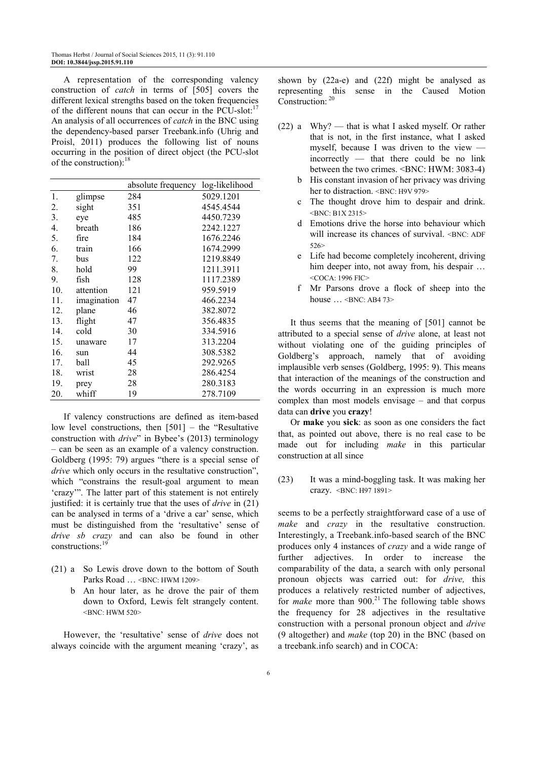A representation of the corresponding valency construction of *catch* in terms of [505] covers the different lexical strengths based on the token frequencies of the different nouns that can occur in the PCU-slot:[17] An analysis of all occurrences of *catch* in the BNC using the dependency-based parser Treebank.info (Uhrig and Proisl, 2011) produces the following list of nouns occurring in the position of direct object (the PCU-slot of the construction):[18]

| | | absolute frequency | log-likelihood |
|---|---|---|---|
| 1. | glimpse | 284 | 5029.1201 |
| 2. | sight | 351 | 4545.4544 |
| 3. | eye | 485 | 4450.7239 |
| 4. | breath | 186 | 2242.1227 |
| 5. | fire | 184 | 1676.2246 |
| 6. | train | 166 | 1674.2999 |
| 7. | bus | 122 | 1219.8849 |
| 8. | hold | 99 | 1211.3911 |
| 9. | fish | 128 | 1117.2389 |
| 10. | attention | 121 | 959.5919 |
| 11. | imagination | 47 | 466.2234 |
| 12. | plane | 46 | 382.8072 |
| 13. | flight | 47 | 356.4835 |
| 14. | cold | 30 | 334.5916 |
| 15. | unaware | 17 | 313.2204 |
| 16. | sun | 44 | 308.5382 |
| 17. | ball | 45 | 292.9265 |
| 18. | wrist | 28 | 286.4254 |
| 19. | prey | 28 | 280.3183 |
| 20. | whiff | 19 | 278.7109 |

If valency constructions are defined as item-based low level constructions, then [501] – the "Resultative construction with *drive*" in Bybee's (2013) terminology – can be seen as an example of a valency construction. Goldberg (1995: 79) argues "there is a special sense of *drive* which only occurs in the resultative construction", which "constrains the result-goal argument to mean 'crazy'". The latter part of this statement is not entirely justified: it is certainly true that the uses of *drive* in (21) can be analysed in terms of a 'drive a car' sense, which must be distinguished from the 'resultative' sense of *drive sb crazy* and can also be found in other constructions:[19]

(21) a So Lewis drove down to the bottom of South Parks Road … <BNC: HWM 1209>

b An hour later, as he drove the pair of them down to Oxford, Lewis felt strangely content. <BNC: HWM 520>

However, the 'resultative' sense of *drive* does not always coincide with the argument meaning 'crazy', as shown by (22a-e) and (22f) might be analysed as representing this sense in the Caused Motion Construction:[20]

(22) a Why? — that is what I asked myself. Or rather that is not, in the first instance, what I asked myself, because I was driven to the view — incorrectly — that there could be no link between the two crimes. <BNC: HWM: 3083-4)

b His constant invasion of her privacy was driving her to distraction. <BNC: H9V 979>

c The thought drove him to despair and drink. <BNC: B1X 2315>

d Emotions drive the horse into behaviour which will increase its chances of survival. <BNC: ADF 526>

e Life had become completely incoherent, driving him deeper into, not away from, his despair … <COCA: 1996 FIC>

f Mr Parsons drove a flock of sheep into the house … <BNC: AB4 73>

It thus seems that the meaning of [501] cannot be attributed to a special sense of *drive* alone, at least not without violating one of the guiding principles of Goldberg's approach, namely that of avoiding implausible verb senses (Goldberg, 1995: 9). This means that interaction of the meanings of the construction and the words occurring in an expression is much more complex than most models envisage – and that corpus data can **drive** you **crazy**!

Or **make** you **sick**: as soon as one considers the fact that, as pointed out above, there is no real case to be made out for including *make* in this particular construction at all since

(23) It was a mind-boggling task. It was making her crazy. <BNC: H97 1891>

seems to be a perfectly straightforward case of a use of *make* and *crazy* in the resultative construction. Interestingly, a Treebank.info-based search of the BNC produces only 4 instances of *crazy* and a wide range of further adjectives. In order to increase the comparability of the data, a search with only personal pronoun objects was carried out: for *drive,* this produces a relatively restricted number of adjectives, for *make* more than 900.[21] The following table shows the frequency for 28 adjectives in the resultative construction with a personal pronoun object and *drive* (9 altogether) and *make* (top 20) in the BNC (based on a treebank.info search) and in COCA: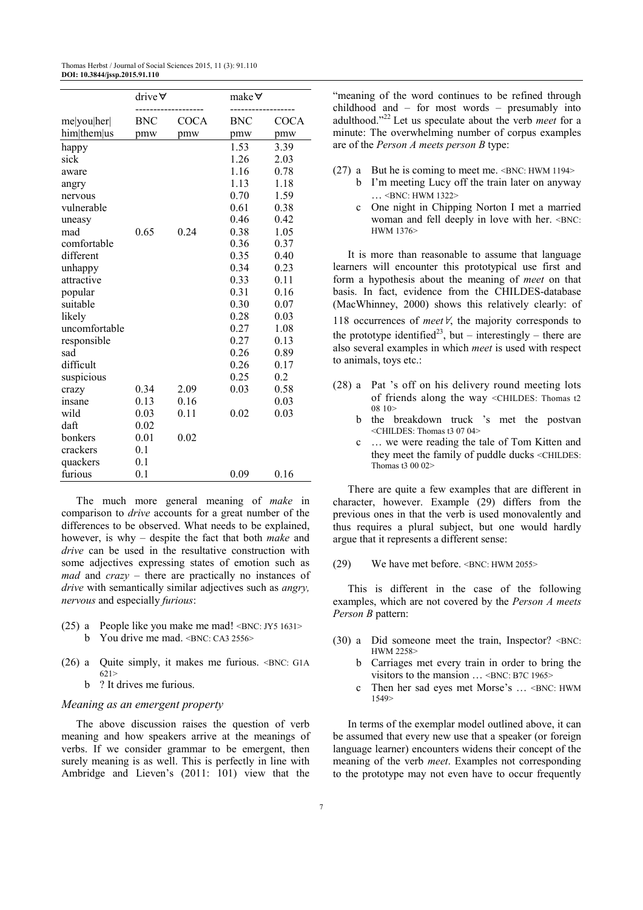| me\|you\|her\|him\|them\|us | drive∀ BNC pmw | drive∀ COCA pmw | make∀ BNC pmw | make∀ COCA pmw |
|---|---|---|---|---|
| happy | | | 1.53 | 3.39 |
| sick | | | 1.26 | 2.03 |
| aware | | | 1.16 | 0.78 |
| angry | | | 1.13 | 1.18 |
| nervous | | | 0.70 | 1.59 |
| vulnerable | | | 0.61 | 0.38 |
| uneasy | | | 0.46 | 0.42 |
| mad | 0.65 | 0.24 | 0.38 | 1.05 |
| comfortable | | | 0.36 | 0.37 |
| different | | | 0.35 | 0.40 |
| unhappy | | | 0.34 | 0.23 |
| attractive | | | 0.33 | 0.11 |
| popular | | | 0.31 | 0.16 |
| suitable | | | 0.30 | 0.07 |
| likely | | | 0.28 | 0.03 |
| uncomfortable | | | 0.27 | 1.08 |
| responsible | | | 0.27 | 0.13 |
| sad | | | 0.26 | 0.89 |
| difficult | | | 0.26 | 0.17 |
| suspicious | | | 0.25 | 0.2 |
| crazy | 0.34 | 2.09 | 0.03 | 0.58 |
| insane | 0.13 | 0.16 | | 0.03 |
| wild | 0.03 | 0.11 | 0.02 | 0.03 |
| daft | 0.02 | | | |
| bonkers | 0.01 | 0.02 | | |
| crackers | 0.1 | | | |
| quackers | 0.1 | | | |
| furious | 0.1 | | 0.09 | 0.16 |

The much more general meaning of *make* in comparison to *drive* accounts for a great number of the differences to be observed. What needs to be explained, however, is why – despite the fact that both *make* and *drive* can be used in the resultative construction with some adjectives expressing states of emotion such as *mad* and *crazy* – there are practically no instances of *drive* with semantically similar adjectives such as *angry, nervous* and especially *furious*:

(25) a People like you make me mad! <BNC: JY5 1631>
   b You drive me mad. <BNC: CA3 2556>

(26) a Quite simply, it makes me furious. <BNC: G1A 621>
   b ? It drives me furious.

### *Meaning as an emergent property*

The above discussion raises the question of verb meaning and how speakers arrive at the meanings of verbs. If we consider grammar to be emergent, then surely meaning is as well. This is perfectly in line with Ambridge and Lieven's (2011: 101) view that the "meaning of the word continues to be refined through childhood and – for most words – presumably into adulthood."[22] Let us speculate about the verb *meet* for a minute: The overwhelming number of corpus examples are of the *Person A meets person B* type:

(27) a But he is coming to meet me. <BNC: HWM 1194>
   b I'm meeting Lucy off the train later on anyway … <BNC: HWM 1322>
   c One night in Chipping Norton I met a married woman and fell deeply in love with her. <BNC: HWM 1376>

It is more than reasonable to assume that language learners will encounter this prototypical use first and form a hypothesis about the meaning of *meet* on that basis. In fact, evidence from the CHILDES-database (MacWhinney, 2000) shows this relatively clearly: of 118 occurrences of *meet*∀, the majority corresponds to the prototype identified[23], but – interestingly – there are also several examples in which *meet* is used with respect to animals, toys etc.:

(28) a Pat 's off on his delivery round meeting lots of friends along the way <CHILDES: Thomas t2 08 10>
   b the breakdown truck 's met the postvan <CHILDES: Thomas t3 07 04>
   c … we were reading the tale of Tom Kitten and they meet the family of puddle ducks <CHILDES: Thomas t3 00 02>

There are quite a few examples that are different in character, however. Example (29) differs from the previous ones in that the verb is used monovalently and thus requires a plural subject, but one would hardly argue that it represents a different sense:

(29) We have met before. <BNC: HWM 2055>

This is different in the case of the following examples, which are not covered by the *Person A meets Person B* pattern:

(30) a Did someone meet the train, Inspector? <BNC: HWM 2258>
   b Carriages met every train in order to bring the visitors to the mansion … <BNC: B7C 1965>
   c Then her sad eyes met Morse's … <BNC: HWM 1549>

In terms of the exemplar model outlined above, it can be assumed that every new use that a speaker (or foreign language learner) encounters widens their concept of the meaning of the verb *meet*. Examples not corresponding to the prototype may not even have to occur frequently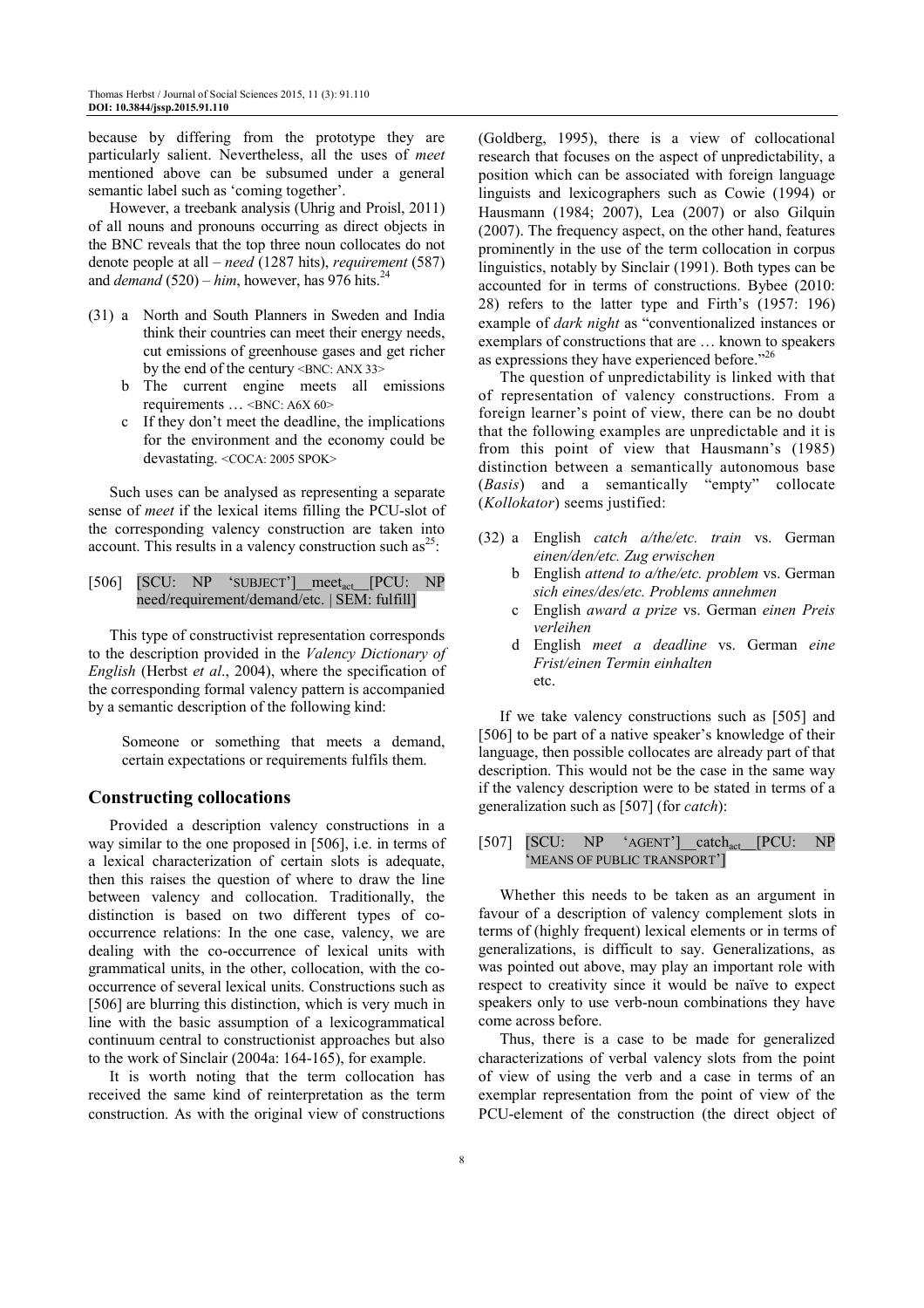because by differing from the prototype they are particularly salient. Nevertheless, all the uses of *meet* mentioned above can be subsumed under a general semantic label such as 'coming together'.

However, a treebank analysis (Uhrig and Proisl, 2011) of all nouns and pronouns occurring as direct objects in the BNC reveals that the top three noun collocates do not denote people at all – *need* (1287 hits), *requirement* (587) and *demand* (520) – *him*, however, has 976 hits.[24]

(31) a North and South Planners in Sweden and India think their countries can meet their energy needs, cut emissions of greenhouse gases and get richer by the end of the century <BNC: ANX 33>
b The current engine meets all emissions requirements … <BNC: A6X 60>
c If they don't meet the deadline, the implications for the environment and the economy could be devastating. <COCA: 2005 SPOK>

Such uses can be analysed as representing a separate sense of *meet* if the lexical items filling the PCU-slot of the corresponding valency construction are taken into account. This results in a valency construction such as[25]:

[506] [SCU: NP 'SUBJECT']__meet$_{act}$__[PCU: NP need/requirement/demand/etc. | SEM: fulfill]

This type of constructivist representation corresponds to the description provided in the *Valency Dictionary of English* (Herbst *et al*., 2004), where the specification of the corresponding formal valency pattern is accompanied by a semantic description of the following kind:

> Someone or something that meets a demand, certain expectations or requirements fulfils them.

## Constructing collocations

Provided a description valency constructions in a way similar to the one proposed in [506], i.e. in terms of a lexical characterization of certain slots is adequate, then this raises the question of where to draw the line between valency and collocation. Traditionally, the distinction is based on two different types of co-occurrence relations: In the one case, valency, we are dealing with the co-occurrence of lexical units with grammatical units, in the other, collocation, with the co-occurrence of several lexical units. Constructions such as [506] are blurring this distinction, which is very much in line with the basic assumption of a lexicogrammatical continuum central to constructionist approaches but also to the work of Sinclair (2004a: 164-165), for example.

It is worth noting that the term collocation has received the same kind of reinterpretation as the term construction. As with the original view of constructions (Goldberg, 1995), there is a view of collocational research that focuses on the aspect of unpredictability, a position which can be associated with foreign language linguists and lexicographers such as Cowie (1994) or Hausmann (1984; 2007), Lea (2007) or also Gilquin (2007). The frequency aspect, on the other hand, features prominently in the use of the term collocation in corpus linguistics, notably by Sinclair (1991). Both types can be accounted for in terms of constructions. Bybee (2010: 28) refers to the latter type and Firth's (1957: 196) example of *dark night* as "conventionalized instances or exemplars of constructions that are … known to speakers as expressions they have experienced before."[26]

The question of unpredictability is linked with that of representation of valency constructions. From a foreign learner's point of view, there can be no doubt that the following examples are unpredictable and it is from this point of view that Hausmann's (1985) distinction between a semantically autonomous base (*Basis*) and a semantically "empty" collocate (*Kollokator*) seems justified:

(32) a English *catch a/the/etc. train* vs. German *einen/den/etc. Zug erwischen*
b English *attend to a/the/etc. problem* vs. German *sich eines/des/etc. Problems annehmen*
c English *award a prize* vs. German *einen Preis verleihen*
d English *meet a deadline* vs. German *eine Frist/einen Termin einhalten*
etc.

If we take valency constructions such as [505] and [506] to be part of a native speaker's knowledge of their language, then possible collocates are already part of that description. This would not be the case in the same way if the valency description were to be stated in terms of a generalization such as [507] (for *catch*):

[507] [SCU: NP 'AGENT']__catch$_{act}$__[PCU: NP 'MEANS OF PUBLIC TRANSPORT']

Whether this needs to be taken as an argument in favour of a description of valency complement slots in terms of (highly frequent) lexical elements or in terms of generalizations, is difficult to say. Generalizations, as was pointed out above, may play an important role with respect to creativity since it would be naïve to expect speakers only to use verb-noun combinations they have come across before.

Thus, there is a case to be made for generalized characterizations of verbal valency slots from the point of view of using the verb and a case in terms of an exemplar representation from the point of view of the PCU-element of the construction (the direct object of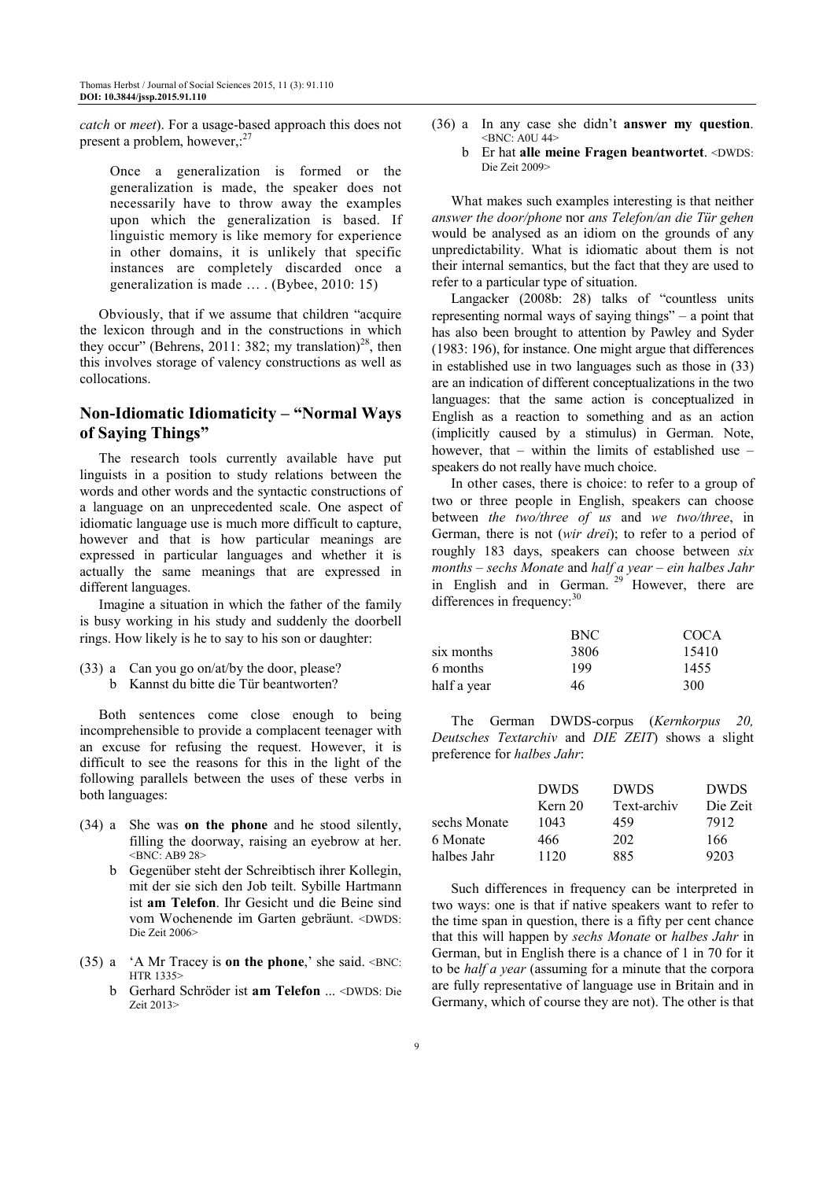*catch* or *meet*). For a usage-based approach this does not present a problem, however,:[27]

> Once a generalization is formed or the generalization is made, the speaker does not necessarily have to throw away the examples upon which the generalization is based. If linguistic memory is like memory for experience in other domains, it is unlikely that specific instances are completely discarded once a generalization is made … . (Bybee, 2010: 15)

Obviously, that if we assume that children "acquire the lexicon through and in the constructions in which they occur" (Behrens, 2011: 382; my translation)[28], then this involves storage of valency constructions as well as collocations.

## Non-Idiomatic Idiomaticity – "Normal Ways of Saying Things"

The research tools currently available have put linguists in a position to study relations between the words and other words and the syntactic constructions of a language on an unprecedented scale. One aspect of idiomatic language use is much more difficult to capture, however and that is how particular meanings are expressed in particular languages and whether it is actually the same meanings that are expressed in different languages.

Imagine a situation in which the father of the family is busy working in his study and suddenly the doorbell rings. How likely is he to say to his son or daughter:

(33) a Can you go on/at/by the door, please?
b Kannst du bitte die Tür beantworten?

Both sentences come close enough to being incomprehensible to provide a complacent teenager with an excuse for refusing the request. However, it is difficult to see the reasons for this in the light of the following parallels between the uses of these verbs in both languages:

(34) a She was **on the phone** and he stood silently, filling the doorway, raising an eyebrow at her. <BNC: AB9 28>
b Gegenüber steht der Schreibtisch ihrer Kollegin, mit der sie sich den Job teilt. Sybille Hartmann ist **am Telefon**. Ihr Gesicht und die Beine sind vom Wochenende im Garten gebräunt. <DWDS: Die Zeit 2006>

(35) a 'A Mr Tracey is **on the phone**,' she said. <BNC: HTR 1335>
b Gerhard Schröder ist **am Telefon** ... <DWDS: Die Zeit 2013>

(36) a In any case she didn't **answer my question**. <BNC: A0U 44>
b Er hat **alle meine Fragen beantwortet**. <DWDS: Die Zeit 2009>

What makes such examples interesting is that neither *answer the door/phone* nor *ans Telefon/an die Tür gehen* would be analysed as an idiom on the grounds of any unpredictability. What is idiomatic about them is not their internal semantics, but the fact that they are used to refer to a particular type of situation.

Langacker (2008b: 28) talks of "countless units representing normal ways of saying things" – a point that has also been brought to attention by Pawley and Syder (1983: 196), for instance. One might argue that differences in established use in two languages such as those in (33) are an indication of different conceptualizations in the two languages: that the same action is conceptualized in English as a reaction to something and as an action (implicitly caused by a stimulus) in German. Note, however, that – within the limits of established use – speakers do not really have much choice.

In other cases, there is choice: to refer to a group of two or three people in English, speakers can choose between *the two/three of us* and *we two/three*, in German, there is not (*wir drei*); to refer to a period of roughly 183 days, speakers can choose between *six months – sechs Monate* and *half a year – ein halbes Jahr* in English and in German.[29] However, there are differences in frequency:[30]

| | BNC | COCA |
|---|---|---|
| six months | 3806 | 15410 |
| 6 months | 199 | 1455 |
| half a year | 46 | 300 |

The German DWDS-corpus (*Kernkorpus 20, Deutsches Textarchiv* and *DIE ZEIT*) shows a slight preference for *halbes Jahr*:

| | DWDS Kern 20 | DWDS Text-archiv | DWDS Die Zeit |
|---|---|---|---|
| sechs Monate | 1043 | 459 | 7912 |
| 6 Monate | 466 | 202 | 166 |
| halbes Jahr | 1120 | 885 | 9203 |

Such differences in frequency can be interpreted in two ways: one is that if native speakers want to refer to the time span in question, there is a fifty per cent chance that this will happen by *sechs Monate* or *halbes Jahr* in German, but in English there is a chance of 1 in 70 for it to be *half a year* (assuming for a minute that the corpora are fully representative of language use in Britain and in Germany, which of course they are not). The other is that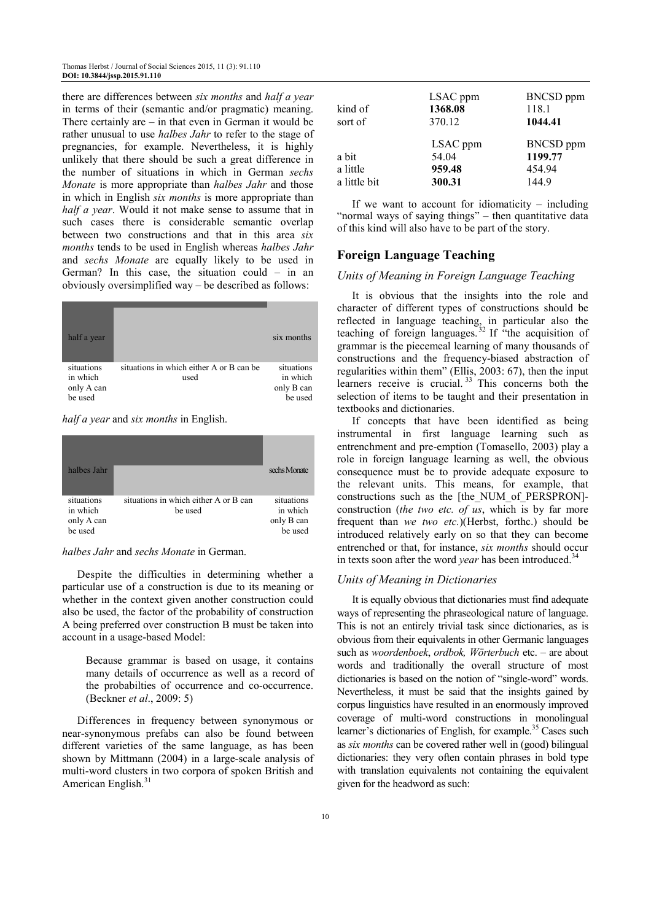there are differences between *six months* and *half a year* in terms of their (semantic and/or pragmatic) meaning. There certainly are – in that even in German it would be rather unusual to use *halbes Jahr* to refer to the stage of pregnancies, for example. Nevertheless, it is highly unlikely that there should be such a great difference in the number of situations in which in German *sechs Monate* is more appropriate than *halbes Jahr* and those in which in English *six months* is more appropriate than *half a year*. Would it not make sense to assume that in such cases there is considerable semantic overlap between two constructions and that in this area *six months* tends to be used in English whereas *halbes Jahr* and *sechs Monate* are equally likely to be used in German? In this case, the situation could – in an obviously oversimplified way – be described as follows:

| half a year | | six months |
|---|---|---|
| situations in which only A can be used | situations in which either A or B can be used | situations in which only B can be used |

*half a year* and *six months* in English.

| halbes Jahr | | sechs Monate |
|---|---|---|
| situations in which only A can be used | situations in which either A or B can be used | situations in which only B can be used |

*halbes Jahr* and *sechs Monate* in German.

Despite the difficulties in determining whether a particular use of a construction is due to its meaning or whether in the context given another construction could also be used, the factor of the probability of construction A being preferred over construction B must be taken into account in a usage-based Model:

> Because grammar is based on usage, it contains many details of occurrence as well as a record of the probabilties of occurrence and co-occurrence. (Beckner *et al*., 2009: 5)

Differences in frequency between synonymous or near-synonymous prefabs can also be found between different varieties of the same language, as has been shown by Mittmann (2004) in a large-scale analysis of multi-word clusters in two corpora of spoken British and American English.[31]

| | LSAC ppm | BNCSD ppm |
|---|---|---|
| kind of | **1368.08** | 118.1 |
| sort of | 370.12 | **1044.41** |

| | LSAC ppm | BNCSD ppm |
|---|---|---|
| a bit | 54.04 | **1199.77** |
| a little | **959.48** | 454.94 |
| a little bit | **300.31** | 144.9 |

If we want to account for idiomaticity – including "normal ways of saying things" – then quantitative data of this kind will also have to be part of the story.

## Foreign Language Teaching

### Units of Meaning in Foreign Language Teaching

It is obvious that the insights into the role and character of different types of constructions should be reflected in language teaching, in particular also the teaching of foreign languages.[32] If "the acquisition of grammar is the piecemeal learning of many thousands of constructions and the frequency-biased abstraction of regularities within them" (Ellis, 2003: 67), then the input learners receive is crucial.[33] This concerns both the selection of items to be taught and their presentation in textbooks and dictionaries.

If concepts that have been identified as being instrumental in first language learning such as entrenchment and pre-emption (Tomasello, 2003) play a role in foreign language learning as well, the obvious consequence must be to provide adequate exposure to the relevant units. This means, for example, that constructions such as the [the_NUM_of_PERSPRON]-construction (*the two etc. of us*, which is by far more frequent than *we two etc.*)(Herbst, forthc.) should be introduced relatively early on so that they can become entrenched or that, for instance, *six months* should occur in texts soon after the word *year* has been introduced.[34]

### Units of Meaning in Dictionaries

It is equally obvious that dictionaries must find adequate ways of representing the phraseological nature of language. This is not an entirely trivial task since dictionaries, as is obvious from their equivalents in other Germanic languages such as *woordenboek*, *ordbok, Wörterbuch* etc. – are about words and traditionally the overall structure of most dictionaries is based on the notion of "single-word" words. Nevertheless, it must be said that the insights gained by corpus linguistics have resulted in an enormously improved coverage of multi-word constructions in monolingual learner's dictionaries of English, for example.[35] Cases such as *six months* can be covered rather well in (good) bilingual dictionaries: they very often contain phrases in bold type with translation equivalents not containing the equivalent given for the headword as such: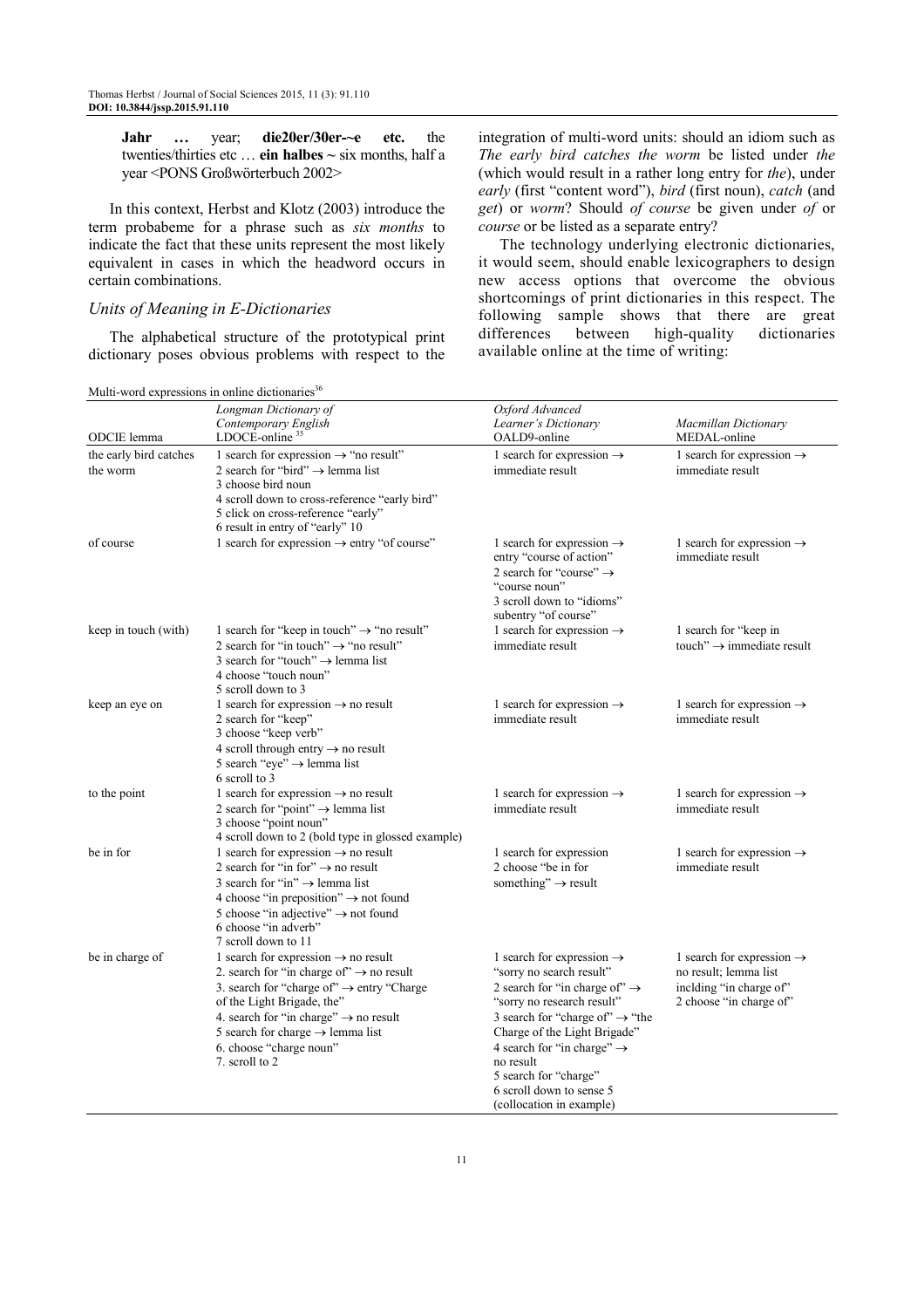**Jahr …** year; **die20er/30er-~e etc.** the twenties/thirties etc … **ein halbes ~** six months, half a year <PONS Großwörterbuch 2002>

In this context, Herbst and Klotz (2003) introduce the term probabeme for a phrase such as *six months* to indicate the fact that these units represent the most likely equivalent in cases in which the headword occurs in certain combinations.

### Units of Meaning in E-Dictionaries

The alphabetical structure of the prototypical print dictionary poses obvious problems with respect to the integration of multi-word units: should an idiom such as *The early bird catches the worm* be listed under *the* (which would result in a rather long entry for *the*), under *early* (first "content word"), *bird* (first noun), *catch* (and *get*) or *worm*? Should *of course* be given under *of* or *course* or be listed as a separate entry?

The technology underlying electronic dictionaries, it would seem, should enable lexicographers to design new access options that overcome the obvious shortcomings of print dictionaries in this respect. The following sample shows that there are great differences between high-quality dictionaries available online at the time of writing:

Multi-word expressions in online dictionaries[36]

| ODCIE lemma | Longman Dictionary of Contemporary English LDOCE-online [35] | Oxford Advanced Learner's Dictionary OALD9-online | Macmillan Dictionary MEDAL-online |
|---|---|---|---|
| the early bird catches the worm | 1 search for expression → "no result"<br>2 search for "bird" → lemma list<br>3 choose bird noun<br>4 scroll down to cross-reference "early bird"<br>5 click on cross-reference "early"<br>6 result in entry of "early" 10 | 1 search for expression → immediate result | 1 search for expression → immediate result |
| of course | 1 search for expression → entry "of course" | 1 search for expression → entry "course of action"<br>2 search for "course" → "course noun"<br>3 scroll down to "idioms" subentry "of course" | 1 search for expression → immediate result |
| keep in touch (with) | 1 search for "keep in touch" → "no result"<br>2 search for "in touch" → "no result"<br>3 search for "touch" → lemma list<br>4 choose "touch noun"<br>5 scroll down to 3 | 1 search for expression → immediate result | 1 search for "keep in touch" → immediate result |
| keep an eye on | 1 search for expression → no result<br>2 search for "keep"<br>3 choose "keep verb"<br>4 scroll through entry → no result<br>5 search "eye" → lemma list<br>6 scroll to 3 | 1 search for expression → immediate result | 1 search for expression → immediate result |
| to the point | 1 search for expression → no result<br>2 search for "point" → lemma list<br>3 choose "point noun"<br>4 scroll down to 2 (bold type in glossed example) | 1 search for expression → immediate result | 1 search for expression → immediate result |
| be in for | 1 search for expression → no result<br>2 search for "in for" → no result<br>3 search for "in" → lemma list<br>4 choose "in preposition" → not found<br>5 choose "in adjective" → not found<br>6 choose "in adverb"<br>7 scroll down to 11 | 1 search for expression<br>2 choose "be in for something" → result | 1 search for expression → immediate result |
| be in charge of | 1 search for expression → no result<br>2. search for "in charge of" → no result<br>3. search for "charge of" → entry "Charge of the Light Brigade, the"<br>4. search for "in charge" → no result<br>5 search for charge → lemma list<br>6. choose "charge noun"<br>7. scroll to 2 | 1 search for expression → "sorry no search result"<br>2 search for "in charge of" → "sorry no research result"<br>3 search for "charge of" → "the Charge of the Light Brigade"<br>4 search for "in charge" → no result<br>5 search for "charge"<br>6 scroll down to sense 5 (collocation in example) | 1 search for expression → no result; lemma list inclding "in charge of"<br>2 choose "in charge of" |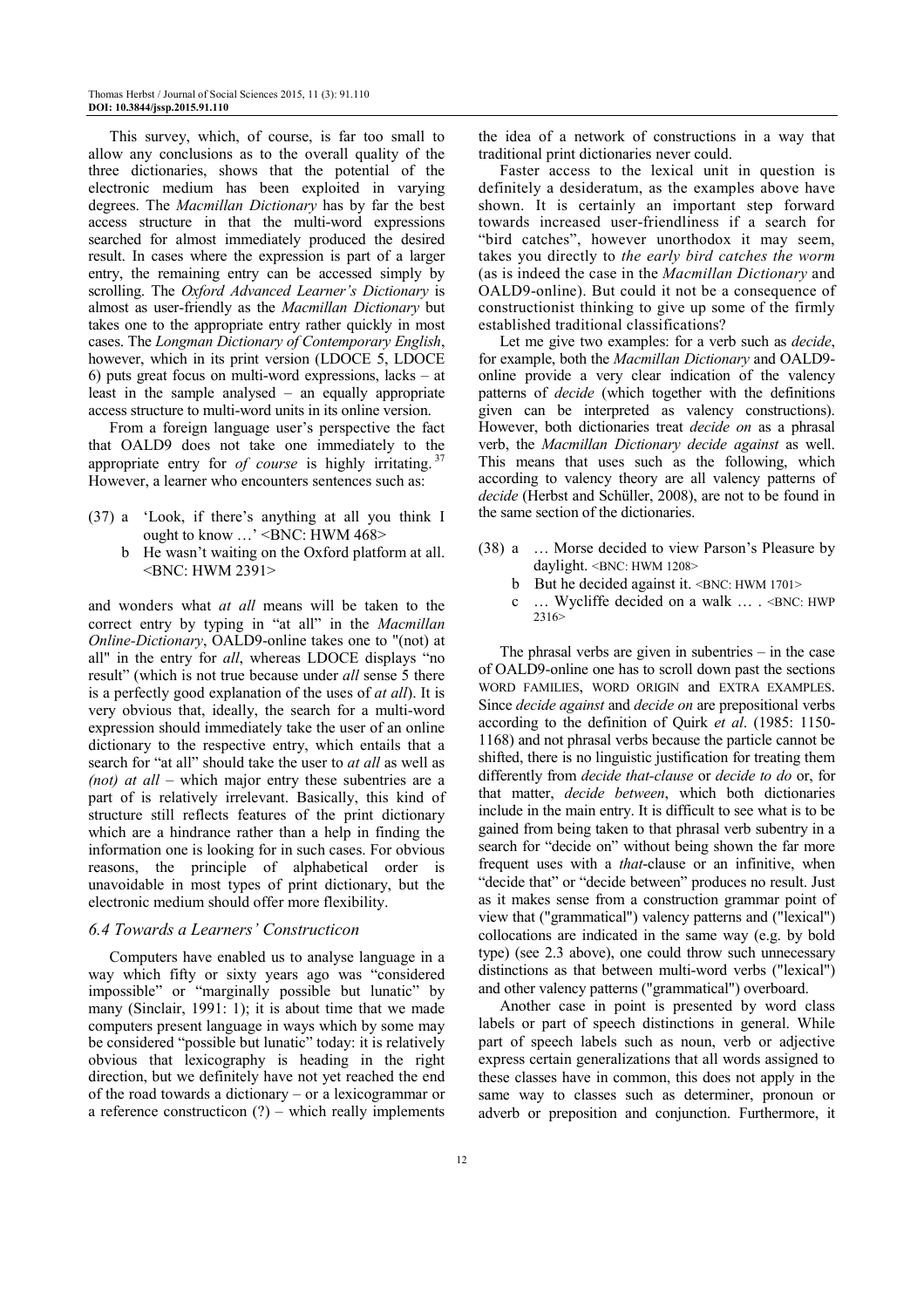This survey, which, of course, is far too small to allow any conclusions as to the overall quality of the three dictionaries, shows that the potential of the electronic medium has been exploited in varying degrees. The *Macmillan Dictionary* has by far the best access structure in that the multi-word expressions searched for almost immediately produced the desired result. In cases where the expression is part of a larger entry, the remaining entry can be accessed simply by scrolling. The *Oxford Advanced Learner's Dictionary* is almost as user-friendly as the *Macmillan Dictionary* but takes one to the appropriate entry rather quickly in most cases. The *Longman Dictionary of Contemporary English*, however, which in its print version (LDOCE 5, LDOCE 6) puts great focus on multi-word expressions, lacks – at least in the sample analysed – an equally appropriate access structure to multi-word units in its online version.

From a foreign language user's perspective the fact that OALD9 does not take one immediately to the appropriate entry for *of course* is highly irritating. [37] However, a learner who encounters sentences such as:

(37) a 'Look, if there's anything at all you think I ought to know …' <BNC: HWM 468>
b He wasn't waiting on the Oxford platform at all. <BNC: HWM 2391>

and wonders what *at all* means will be taken to the correct entry by typing in "at all" in the *Macmillan Online-Dictionary*, OALD9-online takes one to "(not) at all" in the entry for *all*, whereas LDOCE displays "no result" (which is not true because under *all* sense 5 there is a perfectly good explanation of the uses of *at all*). It is very obvious that, ideally, the search for a multi-word expression should immediately take the user of an online dictionary to the respective entry, which entails that a search for "at all" should take the user to *at all* as well as *(not) at all* – which major entry these subentries are a part of is relatively irrelevant. Basically, this kind of structure still reflects features of the print dictionary which are a hindrance rather than a help in finding the information one is looking for in such cases. For obvious reasons, the principle of alphabetical order is unavoidable in most types of print dictionary, but the electronic medium should offer more flexibility.

### 6.4 Towards a Learners' Constructicon

Computers have enabled us to analyse language in a way which fifty or sixty years ago was "considered impossible" or "marginally possible but lunatic" by many (Sinclair, 1991: 1); it is about time that we made computers present language in ways which by some may be considered "possible but lunatic" today: it is relatively obvious that lexicography is heading in the right direction, but we definitely have not yet reached the end of the road towards a dictionary – or a lexicogrammar or a reference constructicon (?) – which really implements the idea of a network of constructions in a way that traditional print dictionaries never could.

Faster access to the lexical unit in question is definitely a desideratum, as the examples above have shown. It is certainly an important step forward towards increased user-friendliness if a search for "bird catches", however unorthodox it may seem, takes you directly to *the early bird catches the worm* (as is indeed the case in the *Macmillan Dictionary* and OALD9-online). But could it not be a consequence of constructionist thinking to give up some of the firmly established traditional classifications?

Let me give two examples: for a verb such as *decide*, for example, both the *Macmillan Dictionary* and OALD9-online provide a very clear indication of the valency patterns of *decide* (which together with the definitions given can be interpreted as valency constructions). However, both dictionaries treat *decide on* as a phrasal verb, the *Macmillan Dictionary decide against* as well. This means that uses such as the following, which according to valency theory are all valency patterns of *decide* (Herbst and Schüller, 2008), are not to be found in the same section of the dictionaries.

(38) a … Morse decided to view Parson's Pleasure by daylight. <BNC: HWM 1208>
b But he decided against it. <BNC: HWM 1701>
c … Wycliffe decided on a walk … . <BNC: HWP 2316>

The phrasal verbs are given in subentries – in the case of OALD9-online one has to scroll down past the sections WORD FAMILIES, WORD ORIGIN and EXTRA EXAMPLES. Since *decide against* and *decide on* are prepositional verbs according to the definition of Quirk *et al*. (1985: 1150-1168) and not phrasal verbs because the particle cannot be shifted, there is no linguistic justification for treating them differently from *decide that-clause* or *decide to do* or, for that matter, *decide between*, which both dictionaries include in the main entry. It is difficult to see what is to be gained from being taken to that phrasal verb subentry in a search for "decide on" without being shown the far more frequent uses with a *that*-clause or an infinitive, when "decide that" or "decide between" produces no result. Just as it makes sense from a construction grammar point of view that ("grammatical") valency patterns and ("lexical") collocations are indicated in the same way (e.g. by bold type) (see 2.3 above), one could throw such unnecessary distinctions as that between multi-word verbs ("lexical") and other valency patterns ("grammatical") overboard.

Another case in point is presented by word class labels or part of speech distinctions in general. While part of speech labels such as noun, verb or adjective express certain generalizations that all words assigned to these classes have in common, this does not apply in the same way to classes such as determiner, pronoun or adverb or preposition and conjunction. Furthermore, it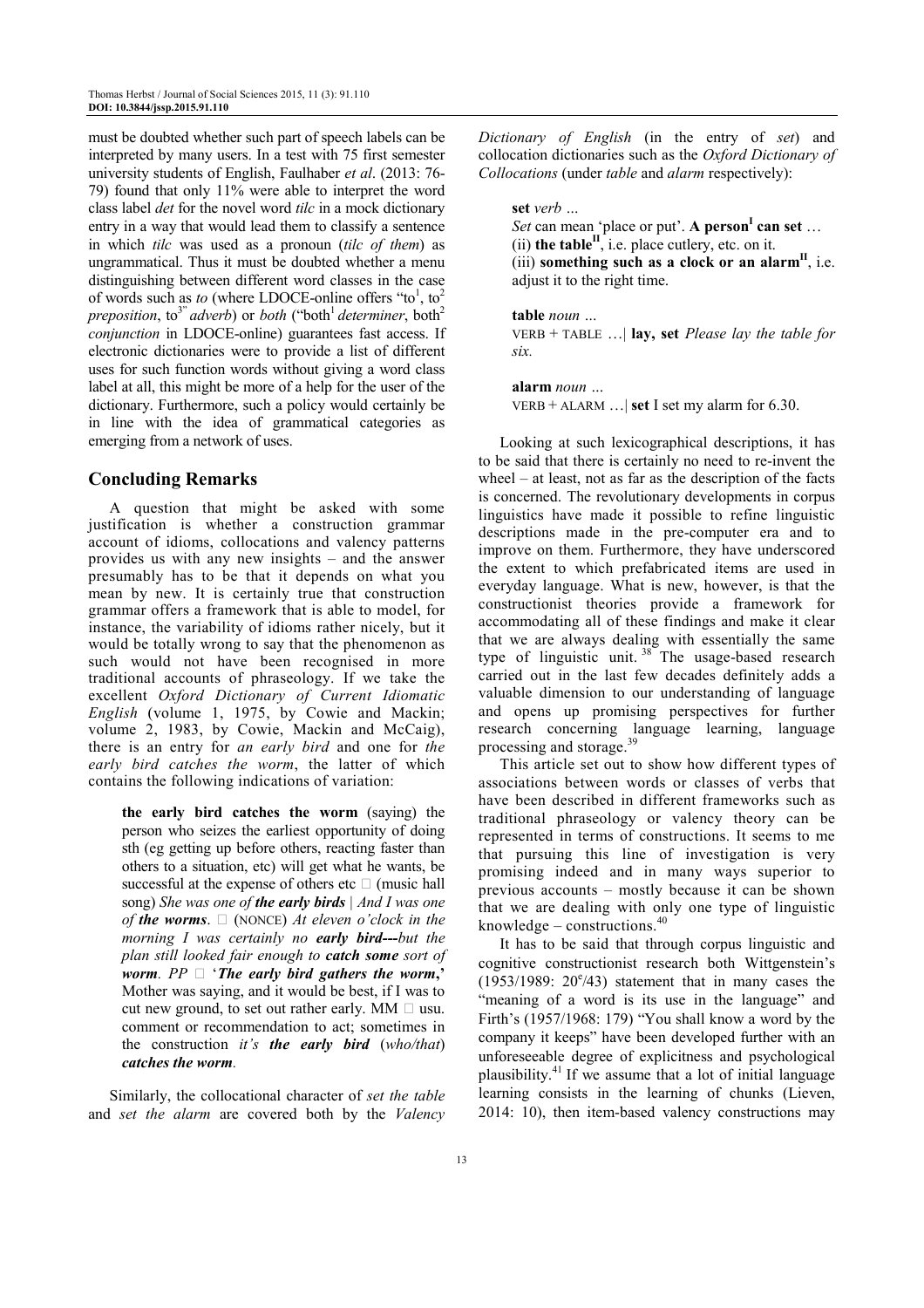must be doubted whether such part of speech labels can be interpreted by many users. In a test with 75 first semester university students of English, Faulhaber *et al*. (2013: 76-79) found that only 11% were able to interpret the word class label *det* for the novel word *tilc* in a mock dictionary entry in a way that would lead them to classify a sentence in which *tilc* was used as a pronoun (*tilc of them*) as ungrammatical. Thus it must be doubted whether a menu distinguishing between different word classes in the case of words such as *to* (where LDOCE-online offers "to[1], to[2] *preposition*, to[3]" *adverb*) or *both* ("both[1] *determiner*, both[2] *conjunction* in LDOCE-online) guarantees fast access. If electronic dictionaries were to provide a list of different uses for such function words without giving a word class label at all, this might be more of a help for the user of the dictionary. Furthermore, such a policy would certainly be in line with the idea of grammatical categories as emerging from a network of uses.

## Concluding Remarks

A question that might be asked with some justification is whether a construction grammar account of idioms, collocations and valency patterns provides us with any new insights – and the answer presumably has to be that it depends on what you mean by new. It is certainly true that construction grammar offers a framework that is able to model, for instance, the variability of idioms rather nicely, but it would be totally wrong to say that the phenomenon as such would not have been recognised in more traditional accounts of phraseology. If we take the excellent *Oxford Dictionary of Current Idiomatic English* (volume 1, 1975, by Cowie and Mackin; volume 2, 1983, by Cowie, Mackin and McCaig), there is an entry for *an early bird* and one for *the early bird catches the worm*, the latter of which contains the following indications of variation:

> **the early bird catches the worm** (saying) the person who seizes the earliest opportunity of doing sth (eg getting up before others, reacting faster than others to a situation, etc) will get what he wants, be successful at the expense of others etc □ (music hall song) *She was one of* ***the early birds*** | *And I was one of* ***the worms***. □ (NONCE) *At eleven o'clock in the morning I was certainly no* ***early bird***---*but the plan still looked fair enough to* ***catch some*** *sort of* ***worm***. *PP* □ '***The early bird gathers the worm*,**' Mother was saying, and it would be best, if I was to cut new ground, to set out rather early. MM □ usu. comment or recommendation to act; sometimes in the construction *it's* ***the early bird*** (*who/that*) ***catches the worm***.

Similarly, the collocational character of *set the table* and *set the alarm* are covered both by the *Valency Dictionary of English* (in the entry of *set*) and collocation dictionaries such as the *Oxford Dictionary of Collocations* (under *table* and *alarm* respectively):

> **set** *verb* …
> *Set* can mean 'place or put'. **A person[I] can set** …
> (ii) **the table[II]**, i.e. place cutlery, etc. on it.
> (iii) **something such as a clock or an alarm[II]**, i.e. adjust it to the right time.
>
> **table** *noun* …
> VERB + TABLE …| **lay, set** *Please lay the table for six.*
>
> **alarm** *noun* …
> VERB + ALARM …| **set** I set my alarm for 6.30.

Looking at such lexicographical descriptions, it has to be said that there is certainly no need to re-invent the wheel – at least, not as far as the description of the facts is concerned. The revolutionary developments in corpus linguistics have made it possible to refine linguistic descriptions made in the pre-computer era and to improve on them. Furthermore, they have underscored the extent to which prefabricated items are used in everyday language. What is new, however, is that the constructionist theories provide a framework for accommodating all of these findings and make it clear that we are always dealing with essentially the same type of linguistic unit. [38] The usage-based research carried out in the last few decades definitely adds a valuable dimension to our understanding of language and opens up promising perspectives for further research concerning language learning, language processing and storage.[39]

This article set out to show how different types of associations between words or classes of verbs that have been described in different frameworks such as traditional phraseology or valency theory can be represented in terms of constructions. It seems to me that pursuing this line of investigation is very promising indeed and in many ways superior to previous accounts – mostly because it can be shown that we are dealing with only one type of linguistic knowledge – constructions.[40]

It has to be said that through corpus linguistic and cognitive constructionist research both Wittgenstein's (1953/1989: 20[e]/43) statement that in many cases the "meaning of a word is its use in the language" and Firth's (1957/1968: 179) "You shall know a word by the company it keeps" have been developed further with an unforeseeable degree of explicitness and psychological plausibility.[41] If we assume that a lot of initial language learning consists in the learning of chunks (Lieven, 2014: 10), then item-based valency constructions may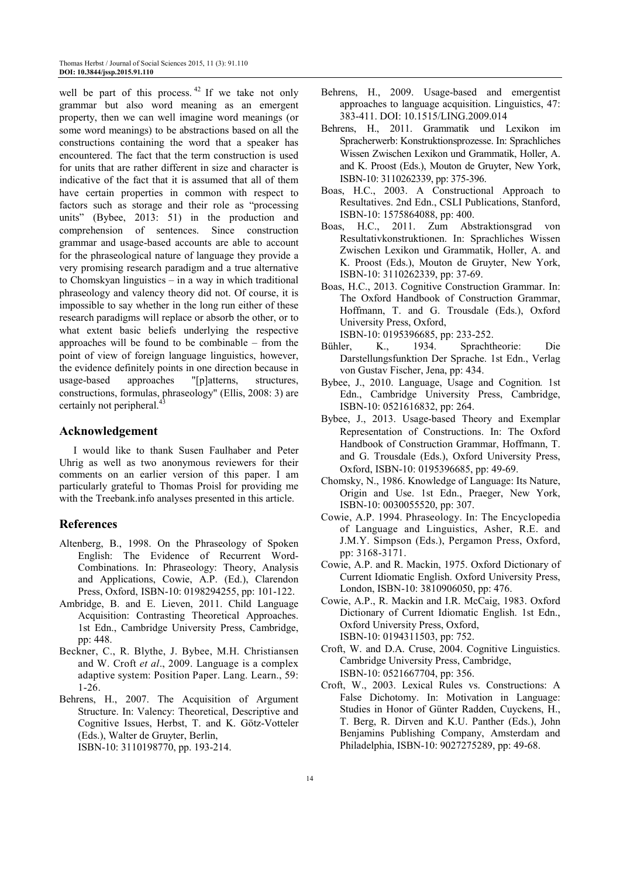well be part of this process.[42] If we take not only grammar but also word meaning as an emergent property, then we can well imagine word meanings (or some word meanings) to be abstractions based on all the constructions containing the word that a speaker has encountered. The fact that the term construction is used for units that are rather different in size and character is indicative of the fact that it is assumed that all of them have certain properties in common with respect to factors such as storage and their role as "processing units" (Bybee, 2013: 51) in the production and comprehension of sentences. Since construction grammar and usage-based accounts are able to account for the phraseological nature of language they provide a very promising research paradigm and a true alternative to Chomskyan linguistics – in a way in which traditional phraseology and valency theory did not. Of course, it is impossible to say whether in the long run either of these research paradigms will replace or absorb the other, or to what extent basic beliefs underlying the respective approaches will be found to be combinable – from the point of view of foreign language linguistics, however, the evidence definitely points in one direction because in usage-based approaches "[p]atterns, structures, constructions, formulas, phraseology" (Ellis, 2008: 3) are certainly not peripheral.[43]

## Acknowledgement

I would like to thank Susen Faulhaber and Peter Uhrig as well as two anonymous reviewers for their comments on an earlier version of this paper. I am particularly grateful to Thomas Proisl for providing me with the Treebank.info analyses presented in this article.

## References

Altenberg, B., 1998. On the Phraseology of Spoken English: The Evidence of Recurrent Word-Combinations. In: Phraseology: Theory, Analysis and Applications, Cowie, A.P. (Ed.), Clarendon Press, Oxford, ISBN-10: 0198294255, pp: 101-122.

Ambridge, B. and E. Lieven, 2011. Child Language Acquisition: Contrasting Theoretical Approaches. 1st Edn., Cambridge University Press, Cambridge, pp: 448.

Beckner, C., R. Blythe, J. Bybee, M.H. Christiansen and W. Croft *et al*., 2009. Language is a complex adaptive system: Position Paper. Lang. Learn., 59: 1-26.

Behrens, H., 2007. The Acquisition of Argument Structure. In: Valency: Theoretical, Descriptive and Cognitive Issues, Herbst, T. and K. Götz-Votteler (Eds.), Walter de Gruyter, Berlin, ISBN-10: 3110198770, pp. 193-214.

Behrens, H., 2009. Usage-based and emergentist approaches to language acquisition. Linguistics, 47: 383-411. DOI: 10.1515/LING.2009.014

Behrens, H., 2011. Grammatik und Lexikon im Spracherwerb: Konstruktionsprozesse. In: Sprachliches Wissen Zwischen Lexikon und Grammatik, Holler, A. and K. Proost (Eds.), Mouton de Gruyter, New York, ISBN-10: 3110262339, pp: 375-396.

Boas, H.C., 2003. A Constructional Approach to Resultatives. 2nd Edn., CSLI Publications, Stanford, ISBN-10: 1575864088, pp: 400.

Boas, H.C., 2011. Zum Abstraktionsgrad von Resultativkonstruktionen. In: Sprachliches Wissen Zwischen Lexikon und Grammatik, Holler, A. and K. Proost (Eds.), Mouton de Gruyter, New York, ISBN-10: 3110262339, pp: 37-69.

Boas, H.C., 2013. Cognitive Construction Grammar. In: The Oxford Handbook of Construction Grammar, Hoffmann, T. and G. Trousdale (Eds.), Oxford University Press, Oxford, ISBN-10: 0195396685, pp: 233-252.

Bühler, K., 1934. Sprachtheorie: Die Darstellungsfunktion Der Sprache. 1st Edn., Verlag von Gustav Fischer, Jena, pp: 434.

Bybee, J., 2010. Language, Usage and Cognition. 1st Edn., Cambridge University Press, Cambridge, ISBN-10: 0521616832, pp: 264.

Bybee, J., 2013. Usage-based Theory and Exemplar Representation of Constructions. In: The Oxford Handbook of Construction Grammar, Hoffmann, T. and G. Trousdale (Eds.), Oxford University Press, Oxford, ISBN-10: 0195396685, pp: 49-69.

Chomsky, N., 1986. Knowledge of Language: Its Nature, Origin and Use. 1st Edn., Praeger, New York, ISBN-10: 0030055520, pp: 307.

Cowie, A.P. 1994. Phraseology. In: The Encyclopedia of Language and Linguistics, Asher, R.E. and J.M.Y. Simpson (Eds.), Pergamon Press, Oxford, pp: 3168-3171.

Cowie, A.P. and R. Mackin, 1975. Oxford Dictionary of Current Idiomatic English. Oxford University Press, London, ISBN-10: 3810906050, pp: 476.

Cowie, A.P., R. Mackin and I.R. McCaig, 1983. Oxford Dictionary of Current Idiomatic English. 1st Edn., Oxford University Press, Oxford, ISBN-10: 0194311503, pp: 752.

Croft, W. and D.A. Cruse, 2004. Cognitive Linguistics. Cambridge University Press, Cambridge, ISBN-10: 0521667704, pp: 356.

Croft, W., 2003. Lexical Rules vs. Constructions: A False Dichotomy. In: Motivation in Language: Studies in Honor of Günter Radden, Cuyckens, H., T. Berg, R. Dirven and K.U. Panther (Eds.), John Benjamins Publishing Company, Amsterdam and Philadelphia, ISBN-10: 9027275289, pp: 49-68.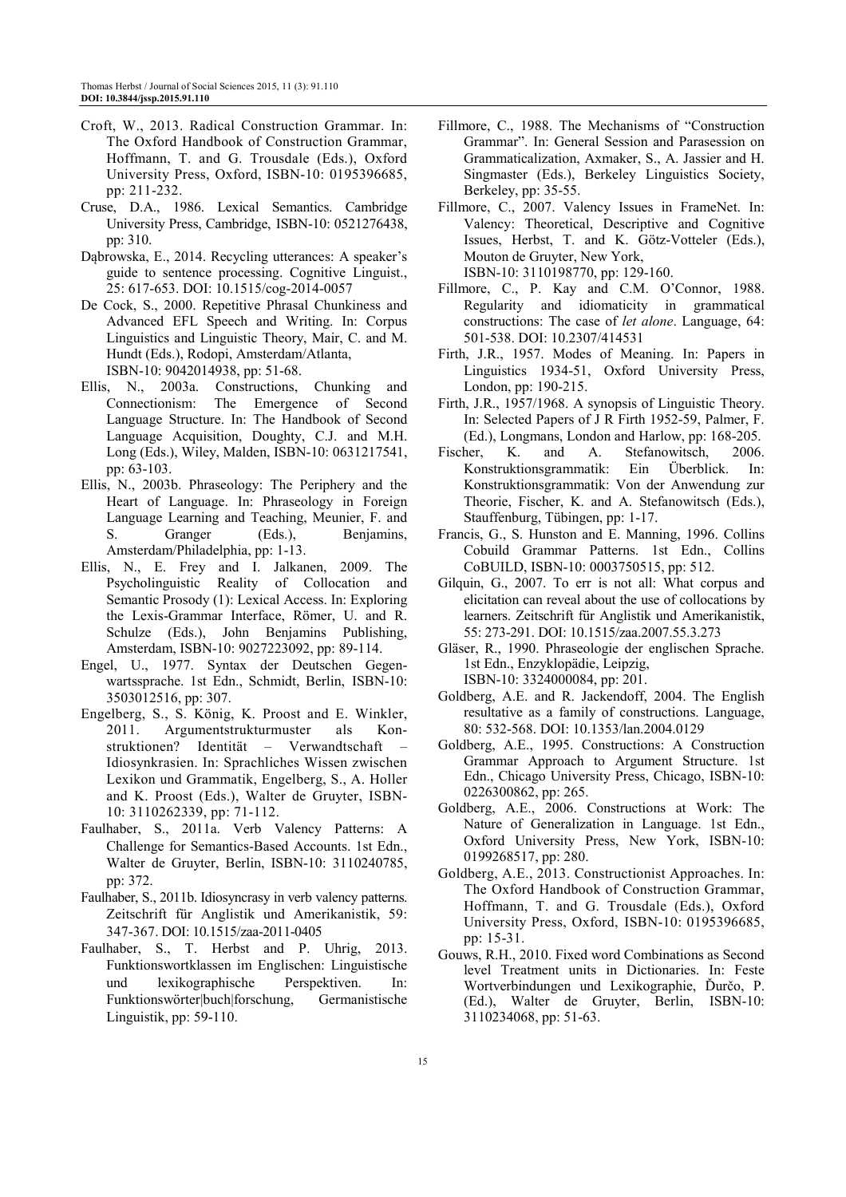Croft, W., 2013. Radical Construction Grammar. In: The Oxford Handbook of Construction Grammar, Hoffmann, T. and G. Trousdale (Eds.), Oxford University Press, Oxford, ISBN-10: 0195396685, pp: 211-232.

Cruse, D.A., 1986. Lexical Semantics. Cambridge University Press, Cambridge, ISBN-10: 0521276438, pp: 310.

Dąbrowska, E., 2014. Recycling utterances: A speaker's guide to sentence processing. Cognitive Linguist., 25: 617-653. DOI: 10.1515/cog-2014-0057

De Cock, S., 2000. Repetitive Phrasal Chunkiness and Advanced EFL Speech and Writing. In: Corpus Linguistics and Linguistic Theory, Mair, C. and M. Hundt (Eds.), Rodopi, Amsterdam/Atlanta, ISBN-10: 9042014938, pp: 51-68.

Ellis, N., 2003a. Constructions, Chunking and Connectionism: The Emergence of Second Language Structure. In: The Handbook of Second Language Acquisition, Doughty, C.J. and M.H. Long (Eds.), Wiley, Malden, ISBN-10: 0631217541, pp: 63-103.

Ellis, N., 2003b. Phraseology: The Periphery and the Heart of Language. In: Phraseology in Foreign Language Learning and Teaching, Meunier, F. and S. Granger (Eds.), Benjamins, Amsterdam/Philadelphia, pp: 1-13.

Ellis, N., E. Frey and I. Jalkanen, 2009. The Psycholinguistic Reality of Collocation and Semantic Prosody (1): Lexical Access. In: Exploring the Lexis-Grammar Interface, Römer, U. and R. Schulze (Eds.), John Benjamins Publishing, Amsterdam, ISBN-10: 9027223092, pp: 89-114.

Engel, U., 1977. Syntax der Deutschen Gegenwartssprache. 1st Edn., Schmidt, Berlin, ISBN-10: 3503012516, pp: 307.

Engelberg, S., S. König, K. Proost and E. Winkler, 2011. Argumentstrukturmuster als Konstruktionen? Identität – Verwandtschaft – Idiosynkrasien. In: Sprachliches Wissen zwischen Lexikon und Grammatik, Engelberg, S., A. Holler and K. Proost (Eds.), Walter de Gruyter, ISBN-10: 3110262339, pp: 71-112.

Faulhaber, S., 2011a. Verb Valency Patterns: A Challenge for Semantics-Based Accounts. 1st Edn., Walter de Gruyter, Berlin, ISBN-10: 3110240785, pp: 372.

Faulhaber, S., 2011b. Idiosyncrasy in verb valency patterns. Zeitschrift für Anglistik und Amerikanistik, 59: 347-367. DOI: 10.1515/zaa-2011-0405

Faulhaber, S., T. Herbst and P. Uhrig, 2013. Funktionswortklassen im Englischen: Linguistische und lexikographische Perspektiven. In: Funktionswörter|buch|forschung, Germanistische Linguistik, pp: 59-110.

Fillmore, C., 1988. The Mechanisms of "Construction Grammar". In: General Session and Parasession on Grammaticalization, Axmaker, S., A. Jassier and H. Singmaster (Eds.), Berkeley Linguistics Society, Berkeley, pp: 35-55.

Fillmore, C., 2007. Valency Issues in FrameNet. In: Valency: Theoretical, Descriptive and Cognitive Issues, Herbst, T. and K. Götz-Votteler (Eds.), Mouton de Gruyter, New York, ISBN-10: 3110198770, pp: 129-160.

Fillmore, C., P. Kay and C.M. O'Connor, 1988. Regularity and idiomaticity in grammatical constructions: The case of *let alone*. Language, 64: 501-538. DOI: 10.2307/414531

Firth, J.R., 1957. Modes of Meaning. In: Papers in Linguistics 1934-51, Oxford University Press, London, pp: 190-215.

Firth, J.R., 1957/1968. A synopsis of Linguistic Theory. In: Selected Papers of J R Firth 1952-59, Palmer, F. (Ed.), Longmans, London and Harlow, pp: 168-205.

Fischer, K. and A. Stefanowitsch, 2006. Konstruktionsgrammatik: Ein Überblick. In: Konstruktionsgrammatik: Von der Anwendung zur Theorie, Fischer, K. and A. Stefanowitsch (Eds.), Stauffenburg, Tübingen, pp: 1-17.

Francis, G., S. Hunston and E. Manning, 1996. Collins Cobuild Grammar Patterns. 1st Edn., Collins CoBUILD, ISBN-10: 0003750515, pp: 512.

Gilquin, G., 2007. To err is not all: What corpus and elicitation can reveal about the use of collocations by learners. Zeitschrift für Anglistik und Amerikanistik, 55: 273-291. DOI: 10.1515/zaa.2007.55.3.273

Gläser, R., 1990. Phraseologie der englischen Sprache. 1st Edn., Enzyklopädie, Leipzig, ISBN-10: 3324000084, pp: 201.

Goldberg, A.E. and R. Jackendoff, 2004. The English resultative as a family of constructions. Language, 80: 532-568. DOI: 10.1353/lan.2004.0129

Goldberg, A.E., 1995. Constructions: A Construction Grammar Approach to Argument Structure. 1st Edn., Chicago University Press, Chicago, ISBN-10: 0226300862, pp: 265.

Goldberg, A.E., 2006. Constructions at Work: The Nature of Generalization in Language. 1st Edn., Oxford University Press, New York, ISBN-10: 0199268517, pp: 280.

Goldberg, A.E., 2013. Constructionist Approaches. In: The Oxford Handbook of Construction Grammar, Hoffmann, T. and G. Trousdale (Eds.), Oxford University Press, Oxford, ISBN-10: 0195396685, pp: 15-31.

Gouws, R.H., 2010. Fixed word Combinations as Second level Treatment units in Dictionaries. In: Feste Wortverbindungen und Lexikographie, Ďurčo, P. (Ed.), Walter de Gruyter, Berlin, ISBN-10: 3110234068, pp: 51-63.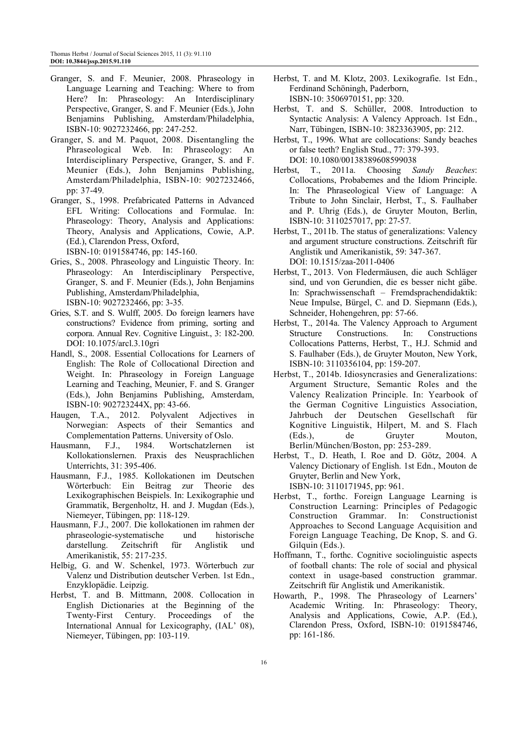Granger, S. and F. Meunier, 2008. Phraseology in Language Learning and Teaching: Where to from Here? In: Phraseology: An Interdisciplinary Perspective, Granger, S. and F. Meunier (Eds.), John Benjamins Publishing, Amsterdam/Philadelphia, ISBN-10: 9027232466, pp: 247-252.

Granger, S. and M. Paquot, 2008. Disentangling the Phraseological Web. In: Phraseology: An Interdisciplinary Perspective, Granger, S. and F. Meunier (Eds.), John Benjamins Publishing, Amsterdam/Philadelphia, ISBN-10: 9027232466, pp: 37-49.

Granger, S., 1998. Prefabricated Patterns in Advanced EFL Writing: Collocations and Formulae. In: Phraseology: Theory, Analysis and Applications: Theory, Analysis and Applications, Cowie, A.P. (Ed.), Clarendon Press, Oxford, ISBN-10: 0191584746, pp: 145-160.

Gries, S., 2008. Phraseology and Linguistic Theory. In: Phraseology: An Interdisciplinary Perspective, Granger, S. and F. Meunier (Eds.), John Benjamins Publishing, Amsterdam/Philadelphia, ISBN-10: 9027232466, pp: 3-35.

Gries, S.T. and S. Wulff, 2005. Do foreign learners have constructions? Evidence from priming, sorting and corpora. Annual Rev. Cognitive Linguist., 3: 182-200. DOI: 10.1075/arcl.3.10gri

Handl, S., 2008. Essential Collocations for Learners of English: The Role of Collocational Direction and Weight. In: Phraseology in Foreign Language Learning and Teaching, Meunier, F. and S. Granger (Eds.), John Benjamins Publishing, Amsterdam, ISBN-10: 902723244X, pp: 43-66.

Haugen, T.A., 2012. Polyvalent Adjectives in Norwegian: Aspects of their Semantics and Complementation Patterns. University of Oslo.

Hausmann, F.J., 1984. Wortschatzlernen ist Kollokationslernen. Praxis des Neusprachlichen Unterrichts, 31: 395-406.

Hausmann, F.J., 1985. Kollokationen im Deutschen Wörterbuch: Ein Beitrag zur Theorie des Lexikographischen Beispiels. In: Lexikographie und Grammatik, Bergenholtz, H. and J. Mugdan (Eds.), Niemeyer, Tübingen, pp: 118-129.

Hausmann, F.J., 2007. Die kollokationen im rahmen der phraseologie-systematische und historische darstellung. Zeitschrift für Anglistik und Amerikanistik, 55: 217-235.

Helbig, G. and W. Schenkel, 1973. Wörterbuch zur Valenz und Distribution deutscher Verben. 1st Edn., Enzyklopädie. Leipzig.

Herbst, T. and B. Mittmann, 2008. Collocation in English Dictionaries at the Beginning of the Twenty-First Century. Proceedings of the International Annual for Lexicography, (IAL' 08), Niemeyer, Tübingen, pp: 103-119.

Herbst, T. and M. Klotz, 2003. Lexikografie. 1st Edn., Ferdinand Schöningh, Paderborn, ISBN-10: 3506970151, pp: 320.

Herbst, T. and S. Schüller, 2008. Introduction to Syntactic Analysis: A Valency Approach. 1st Edn., Narr, Tübingen, ISBN-10: 3823363905, pp: 212.

Herbst, T., 1996. What are collocations: Sandy beaches or false teeth? English Stud., 77: 379-393. DOI: 10.1080/00138389608599038

Herbst, T., 2011a. Choosing *Sandy Beaches*: Collocations, Probabemes and the Idiom Principle. In: The Phraseological View of Language: A Tribute to John Sinclair, Herbst, T., S. Faulhaber and P. Uhrig (Eds.), de Gruyter Mouton, Berlin, ISBN-10: 3110257017, pp: 27-57.

Herbst, T., 2011b. The status of generalizations: Valency and argument structure constructions. Zeitschrift für Anglistik und Amerikanistik, 59: 347-367. DOI: 10.1515/zaa-2011-0406

Herbst, T., 2013. Von Fledermäusen, die auch Schläger sind, und von Gerundien, die es besser nicht gäbe. In: Sprachwissenschaft – Fremdsprachendidaktik: Neue Impulse, Bürgel, C. and D. Siepmann (Eds.), Schneider, Hohengehren, pp: 57-66.

Herbst, T., 2014a. The Valency Approach to Argument Structure Constructions. In: Constructions Collocations Patterns, Herbst, T., H.J. Schmid and S. Faulhaber (Eds.), de Gruyter Mouton, New York, ISBN-10: 3110356104, pp: 159-207.

Herbst, T., 2014b. Idiosyncrasies and Generalizations: Argument Structure, Semantic Roles and the Valency Realization Principle. In: Yearbook of the German Cognitive Linguistics Association, Jahrbuch der Deutschen Gesellschaft für Kognitive Linguistik, Hilpert, M. and S. Flach (Eds.), de Gruyter Mouton, Berlin/München/Boston, pp: 253-289.

Herbst, T., D. Heath, I. Roe and D. Götz, 2004. A Valency Dictionary of English. 1st Edn., Mouton de Gruyter, Berlin and New York, ISBN-10: 3110171945, pp: 961.

Herbst, T., forthc. Foreign Language Learning is Construction Learning: Principles of Pedagogic Construction Grammar. In: Constructionist Approaches to Second Language Acquisition and Foreign Language Teaching, De Knop, S. and G. Gilquin (Eds.).

Hoffmann, T., forthc. Cognitive sociolinguistic aspects of football chants: The role of social and physical context in usage-based construction grammar. Zeitschrift für Anglistik und Amerikanistik.

Howarth, P., 1998. The Phraseology of Learners' Academic Writing. In: Phraseology: Theory, Analysis and Applications, Cowie, A.P. (Ed.), Clarendon Press, Oxford, ISBN-10: 0191584746, pp: 161-186.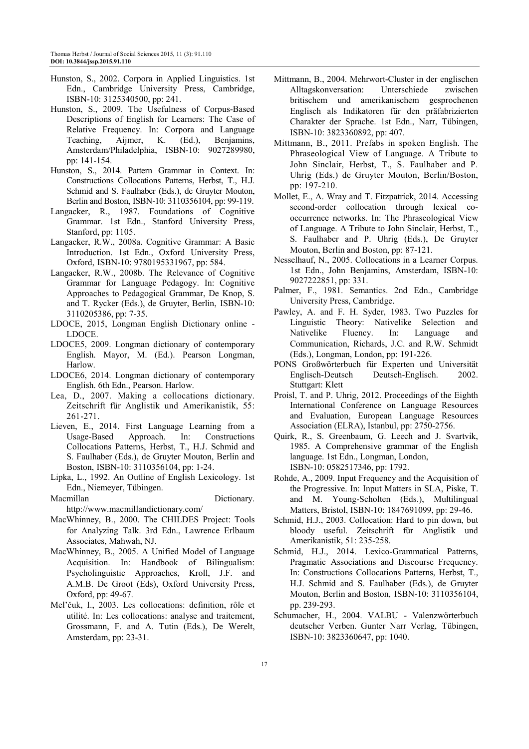Hunston, S., 2002. Corpora in Applied Linguistics. 1st Edn., Cambridge University Press, Cambridge, ISBN-10: 3125340500, pp: 241.

Hunston, S., 2009. The Usefulness of Corpus-Based Descriptions of English for Learners: The Case of Relative Frequency. In: Corpora and Language Teaching, Aijmer, K. (Ed.), Benjamins, Amsterdam/Philadelphia, ISBN-10: 9027289980, pp: 141-154.

Hunston, S., 2014. Pattern Grammar in Context. In: Constructions Collocations Patterns, Herbst, T., H.J. Schmid and S. Faulhaber (Eds.), de Gruyter Mouton, Berlin and Boston, ISBN-10: 3110356104, pp: 99-119.

Langacker, R., 1987. Foundations of Cognitive Grammar. 1st Edn., Stanford University Press, Stanford, pp: 1105.

Langacker, R.W., 2008a. Cognitive Grammar: A Basic Introduction. 1st Edn., Oxford University Press, Oxford, ISBN-10: 9780195331967, pp: 584.

Langacker, R.W., 2008b. The Relevance of Cognitive Grammar for Language Pedagogy. In: Cognitive Approaches to Pedagogical Grammar, De Knop, S. and T. Rycker (Eds.), de Gruyter, Berlin, ISBN-10: 3110205386, pp: 7-35.

LDOCE, 2015, Longman English Dictionary online - LDOCE.

LDOCE5, 2009. Longman dictionary of contemporary English. Mayor, M. (Ed.). Pearson Longman, Harlow.

LDOCE6, 2014. Longman dictionary of contemporary English. 6th Edn., Pearson. Harlow.

Lea, D., 2007. Making a collocations dictionary. Zeitschrift für Anglistik und Amerikanistik, 55: 261-271.

Lieven, E., 2014. First Language Learning from a Usage-Based Approach. In: Constructions Collocations Patterns, Herbst, T., H.J. Schmid and S. Faulhaber (Eds.), de Gruyter Mouton, Berlin and Boston, ISBN-10: 3110356104, pp: 1-24.

Lipka, L., 1992. An Outline of English Lexicology. 1st Edn., Niemeyer, Tübingen.

Macmillan Dictionary. http://www.macmillandictionary.com/

MacWhinney, B., 2000. The CHILDES Project: Tools for Analyzing Talk. 3rd Edn., Lawrence Erlbaum Associates, Mahwah, NJ.

MacWhinney, B., 2005. A Unified Model of Language Acquisition. In: Handbook of Bilingualism: Psycholinguistic Approaches, Kroll, J.F. and A.M.B. De Groot (Eds), Oxford University Press, Oxford, pp: 49-67.

Mel'čuk, I., 2003. Les collocations: definition, rôle et utilité. In: Les collocations: analyse and traitement, Grossmann, F. and A. Tutin (Eds.), De Werelt, Amsterdam, pp: 23-31.

Mittmann, B., 2004. Mehrwort-Cluster in der englischen Alltagskonversation: Unterschiede zwischen britischem und amerikanischem gesprochenen Englisch als Indikatoren für den präfabrizierten Charakter der Sprache. 1st Edn., Narr, Tübingen, ISBN-10: 3823360892, pp: 407.

Mittmann, B., 2011. Prefabs in spoken English. The Phraseological View of Language. A Tribute to John Sinclair, Herbst, T., S. Faulhaber and P. Uhrig (Eds.) de Gruyter Mouton, Berlin/Boston, pp: 197-210.

Mollet, E., A. Wray and T. Fitzpatrick, 2014. Accessing second-order collocation through lexical co-occurrence networks. In: The Phraseological View of Language. A Tribute to John Sinclair, Herbst, T., S. Faulhaber and P. Uhrig (Eds.), De Gruyter Mouton, Berlin and Boston, pp: 87-121.

Nesselhauf, N., 2005. Collocations in a Learner Corpus. 1st Edn., John Benjamins, Amsterdam, ISBN-10: 9027222851, pp: 331.

Palmer, F., 1981. Semantics. 2nd Edn., Cambridge University Press, Cambridge.

Pawley, A. and F. H. Syder, 1983. Two Puzzles for Linguistic Theory: Nativelike Selection and Nativelike Fluency. In: Language and Communication, Richards, J.C. and R.W. Schmidt (Eds.), Longman, London, pp: 191-226.

PONS Großwörterbuch für Experten und Universität Englisch-Deutsch Deutsch-Englisch. 2002. Stuttgart: Klett

Proisl, T. and P. Uhrig, 2012. Proceedings of the Eighth International Conference on Language Resources and Evaluation, European Language Resources Association (ELRA), Istanbul, pp: 2750-2756.

Quirk, R., S. Greenbaum, G. Leech and J. Svartvik, 1985. A Comprehensive grammar of the English language. 1st Edn., Longman, London, ISBN-10: 0582517346, pp: 1792.

Rohde, A., 2009. Input Frequency and the Acquisition of the Progressive. In: Input Matters in SLA, Piske, T. and M. Young-Scholten (Eds.), Multilingual Matters, Bristol, ISBN-10: 1847691099, pp: 29-46.

Schmid, H.J., 2003. Collocation: Hard to pin down, but bloody useful. Zeitschrift für Anglistik und Amerikanistik, 51: 235-258.

Schmid, H.J., 2014. Lexico-Grammatical Patterns, Pragmatic Associations and Discourse Frequency. In: Constructions Collocations Patterns, Herbst, T., H.J. Schmid and S. Faulhaber (Eds.), de Gruyter Mouton, Berlin and Boston, ISBN-10: 3110356104, pp. 239-293.

Schumacher, H., 2004. VALBU - Valenzwörterbuch deutscher Verben. Gunter Narr Verlag, Tübingen, ISBN-10: 3823360647, pp: 1040.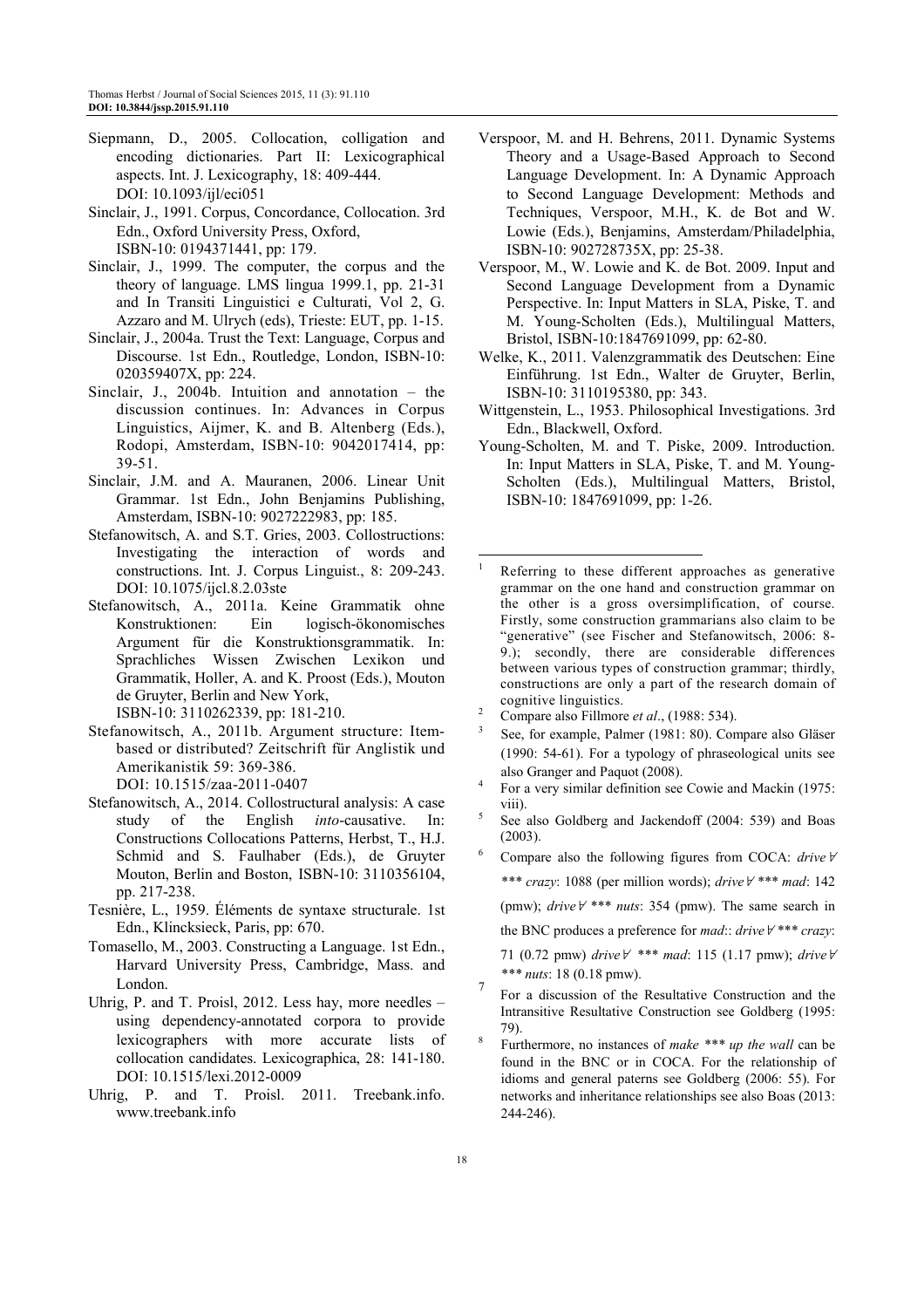Siepmann, D., 2005. Collocation, colligation and encoding dictionaries. Part II: Lexicographical aspects. Int. J. Lexicography, 18: 409-444. DOI: 10.1093/ijl/eci051

Sinclair, J., 1991. Corpus, Concordance, Collocation. 3rd Edn., Oxford University Press, Oxford, ISBN-10: 0194371441, pp: 179.

Sinclair, J., 1999. The computer, the corpus and the theory of language. LMS lingua 1999.1, pp. 21-31 and In Transiti Linguistici e Culturati, Vol 2, G. Azzaro and M. Ulrych (eds), Trieste: EUT, pp. 1-15.

Sinclair, J., 2004a. Trust the Text: Language, Corpus and Discourse. 1st Edn., Routledge, London, ISBN-10: 020359407X, pp: 224.

Sinclair, J., 2004b. Intuition and annotation – the discussion continues. In: Advances in Corpus Linguistics, Aijmer, K. and B. Altenberg (Eds.), Rodopi, Amsterdam, ISBN-10: 9042017414, pp: 39-51.

Sinclair, J.M. and A. Mauranen, 2006. Linear Unit Grammar. 1st Edn., John Benjamins Publishing, Amsterdam, ISBN-10: 9027222983, pp: 185.

Stefanowitsch, A. and S.T. Gries, 2003. Collostructions: Investigating the interaction of words and constructions. Int. J. Corpus Linguist., 8: 209-243. DOI: 10.1075/ijcl.8.2.03ste

Stefanowitsch, A., 2011a. Keine Grammatik ohne Konstruktionen: Ein logisch-ökonomisches Argument für die Konstruktionsgrammatik. In: Sprachliches Wissen Zwischen Lexikon und Grammatik, Holler, A. and K. Proost (Eds.), Mouton de Gruyter, Berlin and New York, ISBN-10: 3110262339, pp: 181-210.

Stefanowitsch, A., 2011b. Argument structure: Item-based or distributed? Zeitschrift für Anglistik und Amerikanistik 59: 369-386. DOI: 10.1515/zaa-2011-0407

Stefanowitsch, A., 2014. Collostructural analysis: A case study of the English *into*-causative. In: Constructions Collocations Patterns, Herbst, T., H.J. Schmid and S. Faulhaber (Eds.), de Gruyter Mouton, Berlin and Boston, ISBN-10: 3110356104, pp. 217-238.

Tesnière, L., 1959. Éléments de syntaxe structurale. 1st Edn., Klincksieck, Paris, pp: 670.

Tomasello, M., 2003. Constructing a Language. 1st Edn., Harvard University Press, Cambridge, Mass. and London.

Uhrig, P. and T. Proisl, 2012. Less hay, more needles – using dependency-annotated corpora to provide lexicographers with more accurate lists of collocation candidates. Lexicographica, 28: 141-180. DOI: 10.1515/lexi.2012-0009

Uhrig, P. and T. Proisl. 2011. Treebank.info. www.treebank.info

Verspoor, M. and H. Behrens, 2011. Dynamic Systems Theory and a Usage-Based Approach to Second Language Development. In: A Dynamic Approach to Second Language Development: Methods and Techniques, Verspoor, M.H., K. de Bot and W. Lowie (Eds.), Benjamins, Amsterdam/Philadelphia, ISBN-10: 902728735X, pp: 25-38.

Verspoor, M., W. Lowie and K. de Bot. 2009. Input and Second Language Development from a Dynamic Perspective. In: Input Matters in SLA, Piske, T. and M. Young-Scholten (Eds.), Multilingual Matters, Bristol, ISBN-10:1847691099, pp: 62-80.

Welke, K., 2011. Valenzgrammatik des Deutschen: Eine Einführung. 1st Edn., Walter de Gruyter, Berlin, ISBN-10: 3110195380, pp: 343.

Wittgenstein, L., 1953. Philosophical Investigations. 3rd Edn., Blackwell, Oxford.

Young-Scholten, M. and T. Piske, 2009. Introduction. In: Input Matters in SLA, Piske, T. and M. Young-Scholten (Eds.), Multilingual Matters, Bristol, ISBN-10: 1847691099, pp: 1-26.

---

[1] Referring to these different approaches as generative grammar on the one hand and construction grammar on the other is a gross oversimplification, of course. Firstly, some construction grammarians also claim to be "generative" (see Fischer and Stefanowitsch, 2006: 8-9.); secondly, there are considerable differences between various types of construction grammar; thirdly, constructions are only a part of the research domain of cognitive linguistics.

[2] Compare also Fillmore *et al*., (1988: 534).

[3] See, for example, Palmer (1981: 80). Compare also Gläser (1990: 54-61). For a typology of phraseological units see also Granger and Paquot (2008).

[4] For a very similar definition see Cowie and Mackin (1975: viii).

[5] See also Goldberg and Jackendoff (2004: 539) and Boas (2003).

[6] Compare also the following figures from COCA: *drive∀ \*\*\* crazy*: 1088 (per million words); *drive∀ \*\*\* mad*: 142 (pmw); *drive∀ \*\*\* nuts*: 354 (pmw). The same search in the BNC produces a preference for *mad*:: *drive∀ \*\*\* crazy*: 71 (0.72 pmw) *drive∀ \*\*\* mad*: 115 (1.17 pmw); *drive∀ \*\*\* nuts*: 18 (0.18 pmw).

[7] For a discussion of the Resultative Construction and the Intransitive Resultative Construction see Goldberg (1995: 79).

[8] Furthermore, no instances of *make \*\*\* up the wall* can be found in the BNC or in COCA. For the relationship of idioms and general paterns see Goldberg (2006: 55). For networks and inheritance relationships see also Boas (2013: 244-246).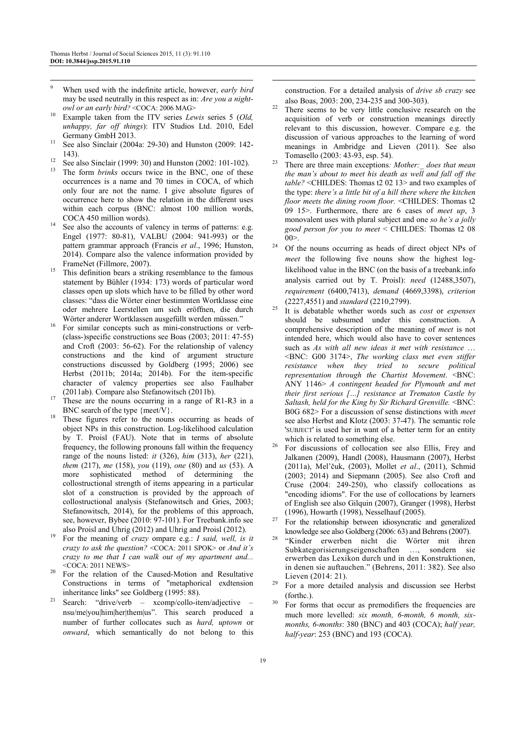9 When used with the indefinite article, however, *early bird* may be used neutrally in this respect as in: *Are you a night-owl or an early bird?* <COCA: 2006 MAG>

10 Example taken from the ITV series *Lewis* series 5 (*Old, unhappy, far off things*): ITV Studios Ltd. 2010, Edel Germany GmbH 2013.

11 See also Sinclair (2004a: 29-30) and Hunston (2009: 142-143).

12 See also Sinclair (1999: 30) and Hunston (2002: 101-102).

13 The form *brinks* occurs twice in the BNC, one of these occurrences is a name and 70 times in COCA, of which only four are not the name. I give absolute figures of occurrence here to show the relation in the different uses within each corpus (BNC: almost 100 million words, COCA 450 million words).

14 See also the accounts of valency in terms of patterns: e.g. Engel (1977: 80-81), VALBU (2004: 941-993) or the pattern grammar approach (Francis *et al*., 1996; Hunston, 2014). Compare also the valence information provided by FrameNet (Fillmore, 2007).

15 This definition bears a striking resemblance to the famous statement by Bühler (1934: 173) words of particular word classes open up slots which have to be filled by other word classes: "dass die Wörter einer bestimmten Wortklasse eine oder mehrere Leerstellen um sich eröffnen, die durch Wörter anderer Wortklassen ausgefüllt werden müssen."

16 For similar concepts such as mini-constructions or verb-(class-)specific constructions see Boas (2003; 2011: 47-55) and Croft (2003: 56-62). For the relationship of valency constructions and the kind of argument structure constructions discussed by Goldberg (1995; 2006) see Herbst (2011b; 2014a; 2014b). For the item-specific character of valency properties see also Faulhaber (2011ab). Compare also Stefanowitsch (2011b).

17 These are the nouns occurring in a range of R1-R3 in a BNC search of the type {meet/V}.

18 These figures refer to the nouns occurring as heads of object NPs in this construction. Log-likelihood calculation by T. Proisl (FAU). Note that in terms of absolute frequency, the following pronouns fall within the frequency range of the nouns listed: *it* (326), *him* (313), *her* (221), *them* (217), *me* (158), *you* (119), *one* (80) and *us* (53). A more sophisticated method of determining the collostructional strength of items appearing in a particular slot of a construction is provided by the approach of collostructional analysis (Stefanowitsch and Gries, 2003; Stefanowitsch, 2014), for the problems of this approach, see, however, Bybee (2010: 97-101). For Treebank.info see also Proisl and Uhrig (2012) and Uhrig and Proisl (2012).

19 For the meaning of *crazy* ompare e.g.: *I said, well, is it crazy to ask the question?* <COCA: 2011 SPOK> or *And it's crazy to me that I can walk out of my apartment and...* <COCA: 2011 NEWS>

20 For the relation of the Caused-Motion and Resultative Constructions in terms of "metaphorical exdtension inheritance links" see Goldberg (1995: 88).

21 Search: "drive/verb – xcomp/collo-item/adjective – nsu/me|you|him|her|them|us". This search produced a number of further collocates such as *hard, uptown* or *onward*, which semantically do not belong to this construction. For a detailed analysis of *drive sb crazy* see also Boas, 2003: 200, 234-235 and 300-303).

22 There seems to be very little conclusive research on the acquisition of verb or construction meanings directly relevant to this discussion, however. Compare e.g. the discussion of various approaches to the learning of word meanings in Ambridge and Lieven (2011). See also Tomasello (2003: 43-93, esp. 54).

23 There are three main exceptions*: Mother:_ does that mean the man's about to meet his death as well and fall off the table?* <CHILDES: Thomas t2 02 13> and two examples of the type: *there's a little bit of a hill there where the kitchen floor meets the dining room floor.* <CHILDES: Thomas t2 09 15>. Furthermore, there are 6 cases of *meet up*, 3 monovalent uses with plural subject and one *so he's a jolly good person for you to meet* < CHILDES: Thomas t2 08 00>.

24 Of the nouns occurring as heads of direct object NPs of *meet* the following five nouns show the highest log-likelihood value in the BNC (on the basis of a treebank.info analysis carried out by T. Proisl): *need* (12488,3507), *requirement* (6400,7413), *demand* (4669,3398), *criterion* (2227,4551) and *standard* (2210,2799).

25 It is debatable whether words such as *cost* or *expenses* should be subsumed under this construction. A comprehensive description of the meaning of *meet* is not intended here, which would also have to cover sentences such as *As with all new ideas it met with resistance …* <BNC: G00 3174>, *The working class met even stiffer resistance when they tried to secure political representation through the Chartist Movement*. <BNC: ANY 1146> *A contingent headed for Plymouth and met their first serious […] resistance at Trematon Castle by Saltash, held for the King by Sir Richard Grenville.* <BNC: B0G 682> For a discussion of sense distinctions with *meet* see also Herbst and Klotz (2003: 37-47). The semantic role 'SUBJECT' is used her in want of a better term for an entity which is related to something else.

26 For discussions of collocation see also Ellis, Frey and Jalkanen (2009), Handl (2008), Hausmann (2007), Herbst (2011a), Mel'čuk, (2003), Mollet *et al*., (2011), Schmid (2003; 2014) and Siepmann (2005). See also Croft and Cruse (2004: 249-250), who classify collocations as "encoding idioms". For the use of collocations by learners of English see also Gilquin (2007), Granger (1998), Herbst (1996), Howarth (1998), Nesselhauf (2005).

27 For the relationship between idiosyncratic and generalized knowledge see also Goldberg (2006: 63) and Behrens (2007).

28 "Kinder erwerben nicht die Wörter mit ihren Subkategorisierungseigenschaften …, sondern sie erwerben das Lexikon durch und in den Konstruktionen, in denen sie auftauchen." (Behrens, 2011: 382). See also Lieven (2014: 21).

29 For a more detailed analysis and discussion see Herbst (forthc.).

30 For forms that occur as premodifiers the frequencies are much more levelled: *six month, 6-month, 6 month, six-months, 6-months*: 380 (BNC) and 403 (COCA); *half year, half-year*: 253 (BNC) and 193 (COCA).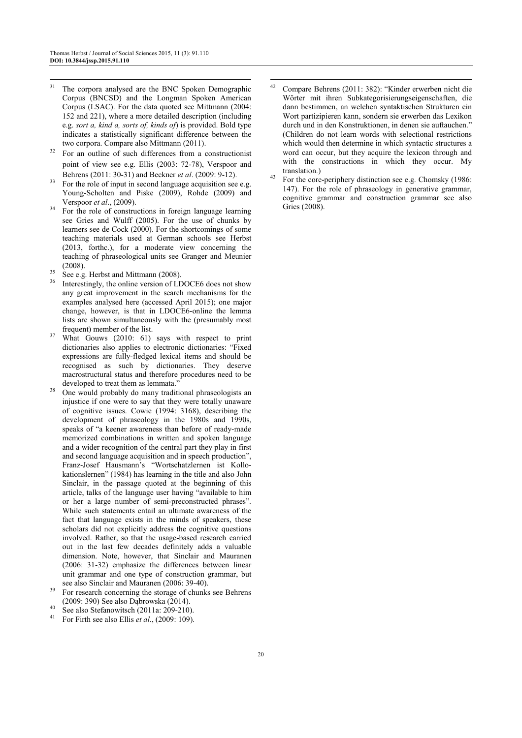[31] The corpora analysed are the BNC Spoken Demographic Corpus (BNCSD) and the Longman Spoken American Corpus (LSAC). For the data quoted see Mittmann (2004: 152 and 221), where a more detailed description (including e.g. *sort a, kind a, sorts of, kinds of*) is provided. Bold type indicates a statistically significant difference between the two corpora. Compare also Mittmann (2011).

[32] For an outline of such differences from a constructionist point of view see e.g. Ellis (2003: 72-78), Verspoor and Behrens (2011: 30-31) and Beckner *et al*. (2009: 9-12).

[33] For the role of input in second language acquisition see e.g. Young-Scholten and Piske (2009), Rohde (2009) and Verspoor *et al*., (2009).

[34] For the role of constructions in foreign language learning see Gries and Wulff (2005). For the use of chunks by learners see de Cock (2000). For the shortcomings of some teaching materials used at German schools see Herbst (2013, forthc.), for a moderate view concerning the teaching of phraseological units see Granger and Meunier (2008).

[35] See e.g. Herbst and Mittmann (2008).

[36] Interestingly, the online version of LDOCE6 does not show any great improvement in the search mechanisms for the examples analysed here (accessed April 2015); one major change, however, is that in LDOCE6-online the lemma lists are shown simultaneously with the (presumably most frequent) member of the list.

[37] What Gouws (2010: 61) says with respect to print dictionaries also applies to electronic dictionaries: "Fixed expressions are fully-fledged lexical items and should be recognised as such by dictionaries. They deserve macrostructural status and therefore procedures need to be developed to treat them as lemmata."

[38] One would probably do many traditional phraseologists an injustice if one were to say that they were totally unaware of cognitive issues. Cowie (1994: 3168), describing the development of phraseology in the 1980s and 1990s, speaks of "a keener awareness than before of ready-made memorized combinations in written and spoken language and a wider recognition of the central part they play in first and second language acquisition and in speech production", Franz-Josef Hausmann's "Wortschatzlernen ist Kollokationslernen" (1984) has learning in the title and also John Sinclair, in the passage quoted at the beginning of this article, talks of the language user having "available to him or her a large number of semi-preconstructed phrases". While such statements entail an ultimate awareness of the fact that language exists in the minds of speakers, these scholars did not explicitly address the cognitive questions involved. Rather, so that the usage-based research carried out in the last few decades definitely adds a valuable dimension. Note, however, that Sinclair and Mauranen (2006: 31-32) emphasize the differences between linear unit grammar and one type of construction grammar, but see also Sinclair and Mauranen (2006: 39-40).

[39] For research concerning the storage of chunks see Behrens (2009: 390) See also Dąbrowska (2014).

[40] See also Stefanowitsch (2011a: 209-210).

[41] For Firth see also Ellis *et al*., (2009: 109).

[42] Compare Behrens (2011: 382): "Kinder erwerben nicht die Wörter mit ihren Subkategorisierungseigenschaften, die dann bestimmen, an welchen syntaktischen Strukturen ein Wort partizipieren kann, sondern sie erwerben das Lexikon durch und in den Konstruktionen, in denen sie auftauchen." (Children do not learn words with selectional restrictions which would then determine in which syntactic structures a word can occur, but they acquire the lexicon through and with the constructions in which they occur. My translation.)

[43] For the core-periphery distinction see e.g. Chomsky (1986: 147). For the role of phraseology in generative grammar, cognitive grammar and construction grammar see also Gries (2008).